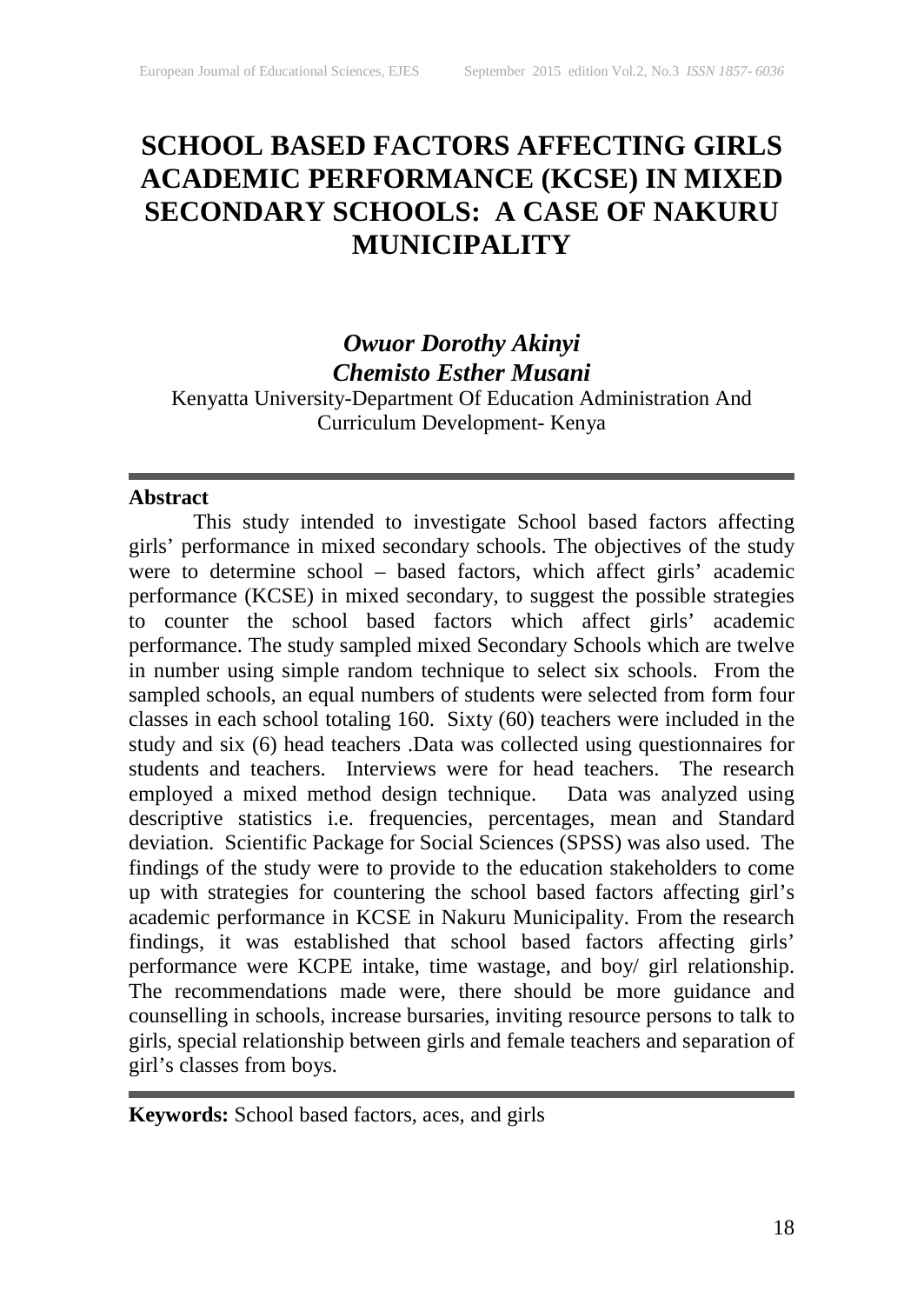# SCHOOL BASED FACTORS AFFECTING GIRLS ACADEMIC PERFORMANCE (KCSE) IN MIXED SECONDARY SCHOOLS: A CASE OF NAKURU MUNICIPALITY

***Owuor Dorothy Akinyi***
***Chemisto Esther Musani***
Kenyatta University-Department Of Education Administration And Curriculum Development- Kenya

---

**Abstract**

This study intended to investigate School based factors affecting girls' performance in mixed secondary schools. The objectives of the study were to determine school – based factors, which affect girls' academic performance (KCSE) in mixed secondary, to suggest the possible strategies to counter the school based factors which affect girls' academic performance. The study sampled mixed Secondary Schools which are twelve in number using simple random technique to select six schools. From the sampled schools, an equal numbers of students were selected from form four classes in each school totaling 160. Sixty (60) teachers were included in the study and six (6) head teachers .Data was collected using questionnaires for students and teachers. Interviews were for head teachers. The research employed a mixed method design technique. Data was analyzed using descriptive statistics i.e. frequencies, percentages, mean and Standard deviation. Scientific Package for Social Sciences (SPSS) was also used. The findings of the study were to provide to the education stakeholders to come up with strategies for countering the school based factors affecting girl's academic performance in KCSE in Nakuru Municipality. From the research findings, it was established that school based factors affecting girls' performance were KCPE intake, time wastage, and boy/ girl relationship. The recommendations made were, there should be more guidance and counselling in schools, increase bursaries, inviting resource persons to talk to girls, special relationship between girls and female teachers and separation of girl's classes from boys.

---

**Keywords:** School based factors, aces, and girls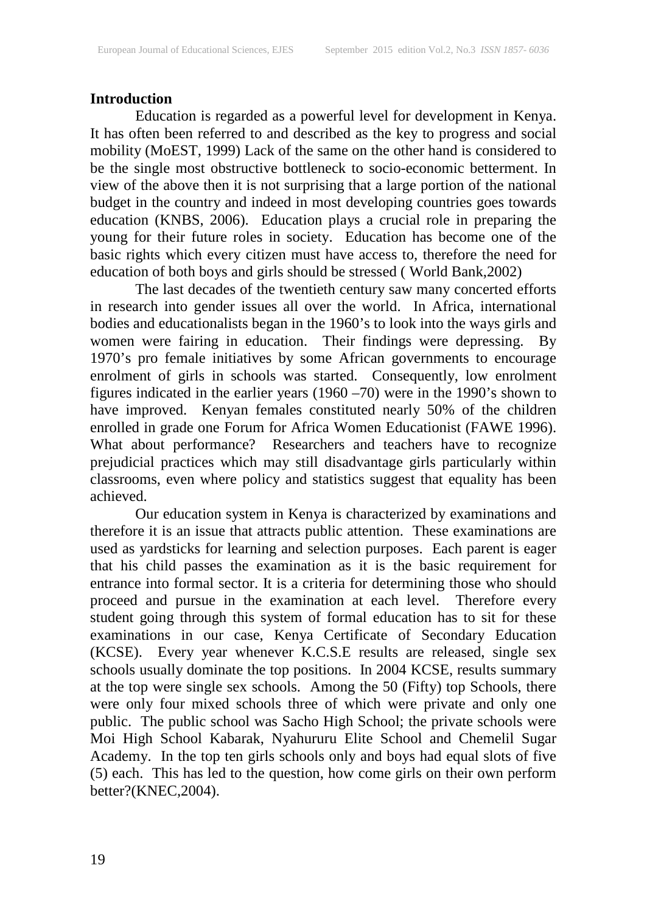## Introduction

Education is regarded as a powerful level for development in Kenya. It has often been referred to and described as the key to progress and social mobility (MoEST, 1999) Lack of the same on the other hand is considered to be the single most obstructive bottleneck to socio-economic betterment. In view of the above then it is not surprising that a large portion of the national budget in the country and indeed in most developing countries goes towards education (KNBS, 2006). Education plays a crucial role in preparing the young for their future roles in society. Education has become one of the basic rights which every citizen must have access to, therefore the need for education of both boys and girls should be stressed ( World Bank,2002)

The last decades of the twentieth century saw many concerted efforts in research into gender issues all over the world. In Africa, international bodies and educationalists began in the 1960's to look into the ways girls and women were fairing in education. Their findings were depressing. By 1970's pro female initiatives by some African governments to encourage enrolment of girls in schools was started. Consequently, low enrolment figures indicated in the earlier years (1960 –70) were in the 1990's shown to have improved. Kenyan females constituted nearly 50% of the children enrolled in grade one Forum for Africa Women Educationist (FAWE 1996). What about performance? Researchers and teachers have to recognize prejudicial practices which may still disadvantage girls particularly within classrooms, even where policy and statistics suggest that equality has been achieved.

Our education system in Kenya is characterized by examinations and therefore it is an issue that attracts public attention. These examinations are used as yardsticks for learning and selection purposes. Each parent is eager that his child passes the examination as it is the basic requirement for entrance into formal sector. It is a criteria for determining those who should proceed and pursue in the examination at each level. Therefore every student going through this system of formal education has to sit for these examinations in our case, Kenya Certificate of Secondary Education (KCSE). Every year whenever K.C.S.E results are released, single sex schools usually dominate the top positions. In 2004 KCSE, results summary at the top were single sex schools. Among the 50 (Fifty) top Schools, there were only four mixed schools three of which were private and only one public. The public school was Sacho High School; the private schools were Moi High School Kabarak, Nyahururu Elite School and Chemelil Sugar Academy. In the top ten girls schools only and boys had equal slots of five (5) each. This has led to the question, how come girls on their own perform better?(KNEC,2004).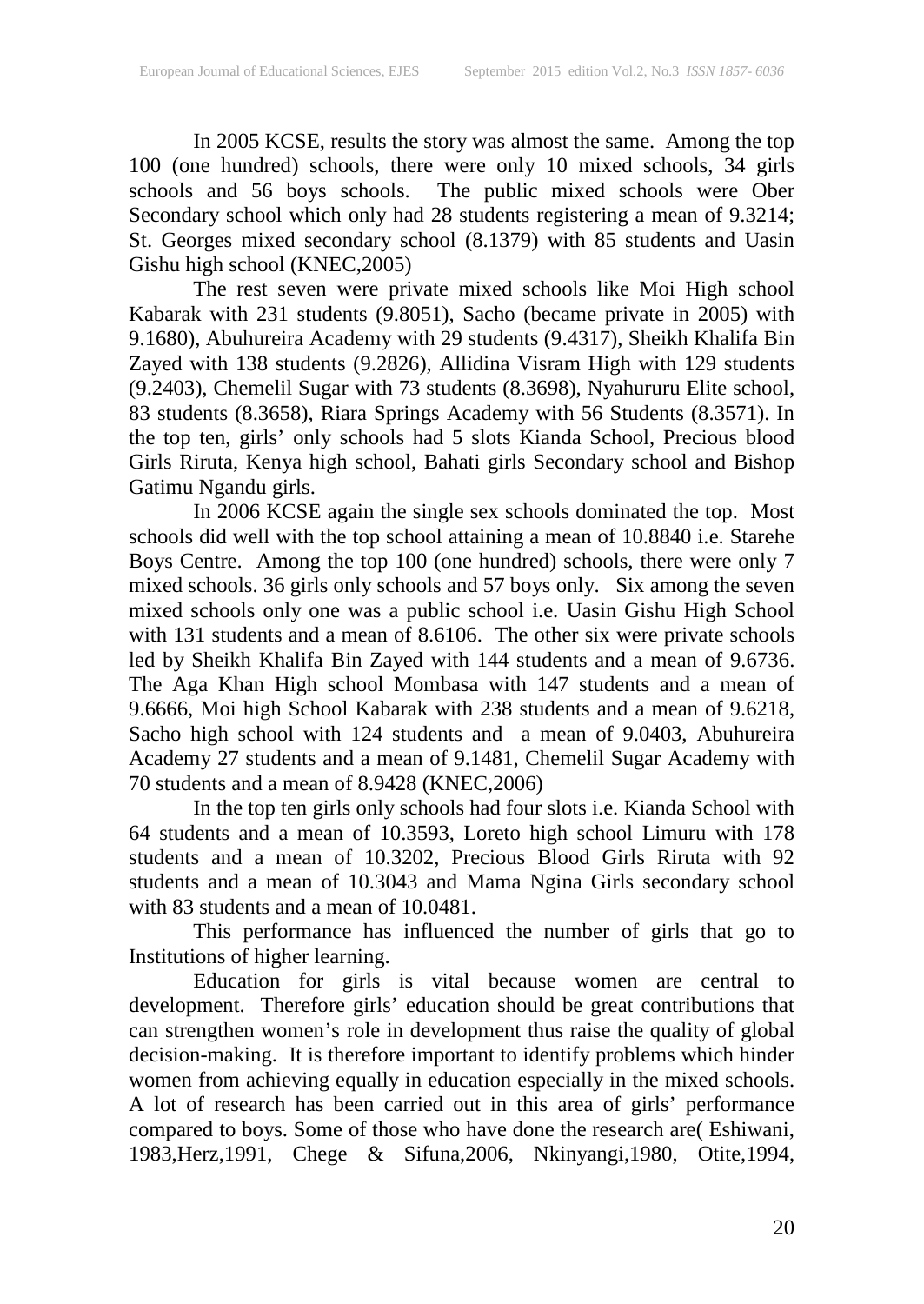In 2005 KCSE, results the story was almost the same. Among the top 100 (one hundred) schools, there were only 10 mixed schools, 34 girls schools and 56 boys schools. The public mixed schools were Ober Secondary school which only had 28 students registering a mean of 9.3214; St. Georges mixed secondary school (8.1379) with 85 students and Uasin Gishu high school (KNEC,2005)

The rest seven were private mixed schools like Moi High school Kabarak with 231 students (9.8051), Sacho (became private in 2005) with 9.1680), Abuhureira Academy with 29 students (9.4317), Sheikh Khalifa Bin Zayed with 138 students (9.2826), Allidina Visram High with 129 students (9.2403), Chemelil Sugar with 73 students (8.3698), Nyahururu Elite school, 83 students (8.3658), Riara Springs Academy with 56 Students (8.3571). In the top ten, girls' only schools had 5 slots Kianda School, Precious blood Girls Riruta, Kenya high school, Bahati girls Secondary school and Bishop Gatimu Ngandu girls.

In 2006 KCSE again the single sex schools dominated the top. Most schools did well with the top school attaining a mean of 10.8840 i.e. Starehe Boys Centre. Among the top 100 (one hundred) schools, there were only 7 mixed schools. 36 girls only schools and 57 boys only. Six among the seven mixed schools only one was a public school i.e. Uasin Gishu High School with 131 students and a mean of 8.6106. The other six were private schools led by Sheikh Khalifa Bin Zayed with 144 students and a mean of 9.6736. The Aga Khan High school Mombasa with 147 students and a mean of 9.6666, Moi high School Kabarak with 238 students and a mean of 9.6218, Sacho high school with 124 students and a mean of 9.0403, Abuhureira Academy 27 students and a mean of 9.1481, Chemelil Sugar Academy with 70 students and a mean of 8.9428 (KNEC,2006)

In the top ten girls only schools had four slots i.e. Kianda School with 64 students and a mean of 10.3593, Loreto high school Limuru with 178 students and a mean of 10.3202, Precious Blood Girls Riruta with 92 students and a mean of 10.3043 and Mama Ngina Girls secondary school with 83 students and a mean of 10.0481.

This performance has influenced the number of girls that go to Institutions of higher learning.

Education for girls is vital because women are central to development. Therefore girls' education should be great contributions that can strengthen women's role in development thus raise the quality of global decision-making. It is therefore important to identify problems which hinder women from achieving equally in education especially in the mixed schools. A lot of research has been carried out in this area of girls' performance compared to boys. Some of those who have done the research are( Eshiwani, 1983,Herz,1991, Chege & Sifuna,2006, Nkinyangi,1980, Otite,1994,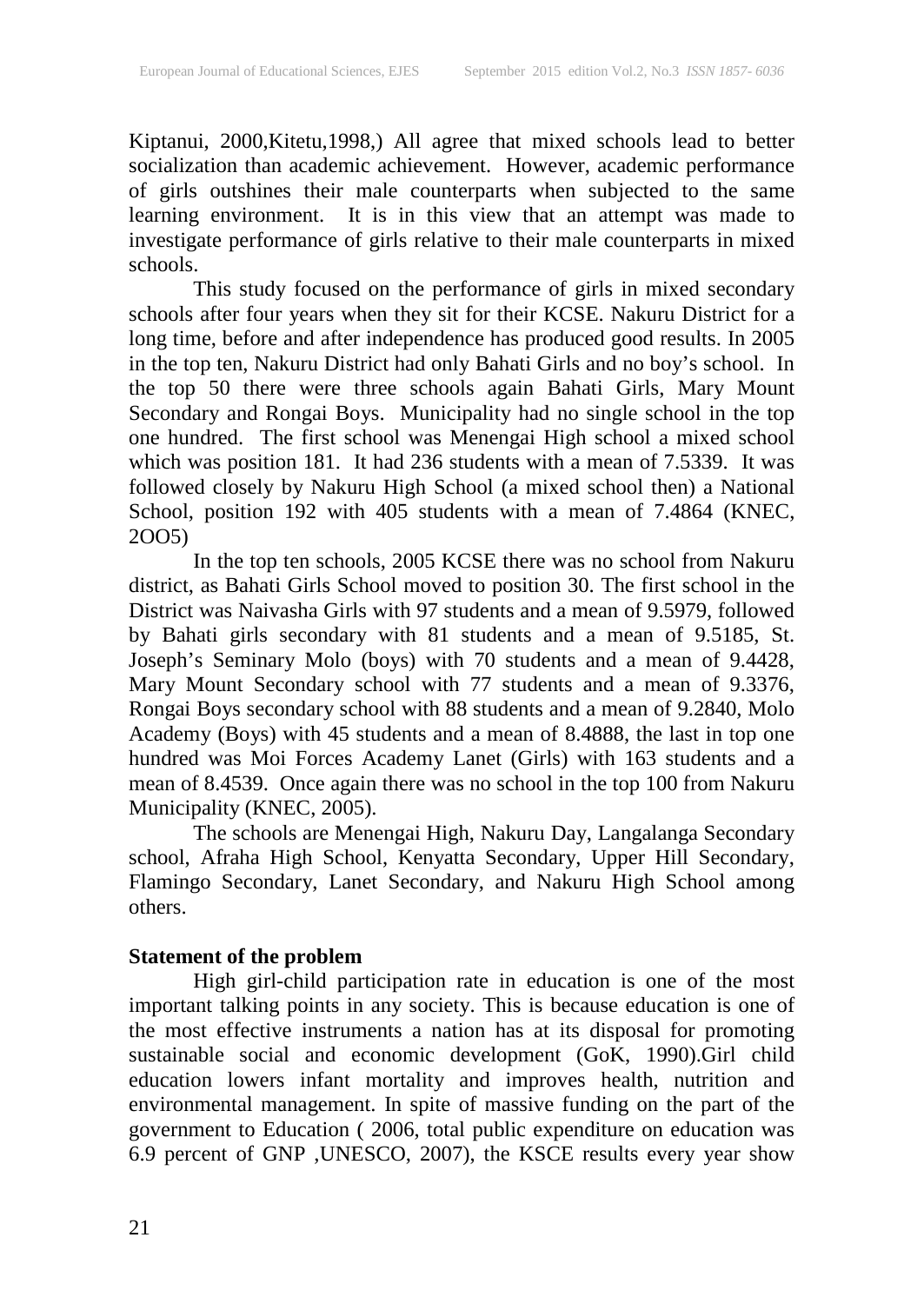Kiptanui, 2000,Kitetu,1998,) All agree that mixed schools lead to better socialization than academic achievement. However, academic performance of girls outshines their male counterparts when subjected to the same learning environment. It is in this view that an attempt was made to investigate performance of girls relative to their male counterparts in mixed schools.

This study focused on the performance of girls in mixed secondary schools after four years when they sit for their KCSE. Nakuru District for a long time, before and after independence has produced good results. In 2005 in the top ten, Nakuru District had only Bahati Girls and no boy's school. In the top 50 there were three schools again Bahati Girls, Mary Mount Secondary and Rongai Boys. Municipality had no single school in the top one hundred. The first school was Menengai High school a mixed school which was position 181. It had 236 students with a mean of 7.5339. It was followed closely by Nakuru High School (a mixed school then) a National School, position 192 with 405 students with a mean of 7.4864 (KNEC, 2OO5)

In the top ten schools, 2005 KCSE there was no school from Nakuru district, as Bahati Girls School moved to position 30. The first school in the District was Naivasha Girls with 97 students and a mean of 9.5979, followed by Bahati girls secondary with 81 students and a mean of 9.5185, St. Joseph's Seminary Molo (boys) with 70 students and a mean of 9.4428, Mary Mount Secondary school with 77 students and a mean of 9.3376, Rongai Boys secondary school with 88 students and a mean of 9.2840, Molo Academy (Boys) with 45 students and a mean of 8.4888, the last in top one hundred was Moi Forces Academy Lanet (Girls) with 163 students and a mean of 8.4539. Once again there was no school in the top 100 from Nakuru Municipality (KNEC, 2005).

The schools are Menengai High, Nakuru Day, Langalanga Secondary school, Afraha High School, Kenyatta Secondary, Upper Hill Secondary, Flamingo Secondary, Lanet Secondary, and Nakuru High School among others.

**Statement of the problem**

High girl-child participation rate in education is one of the most important talking points in any society. This is because education is one of the most effective instruments a nation has at its disposal for promoting sustainable social and economic development (GoK, 1990).Girl child education lowers infant mortality and improves health, nutrition and environmental management. In spite of massive funding on the part of the government to Education ( 2006, total public expenditure on education was 6.9 percent of GNP ,UNESCO, 2007), the KSCE results every year show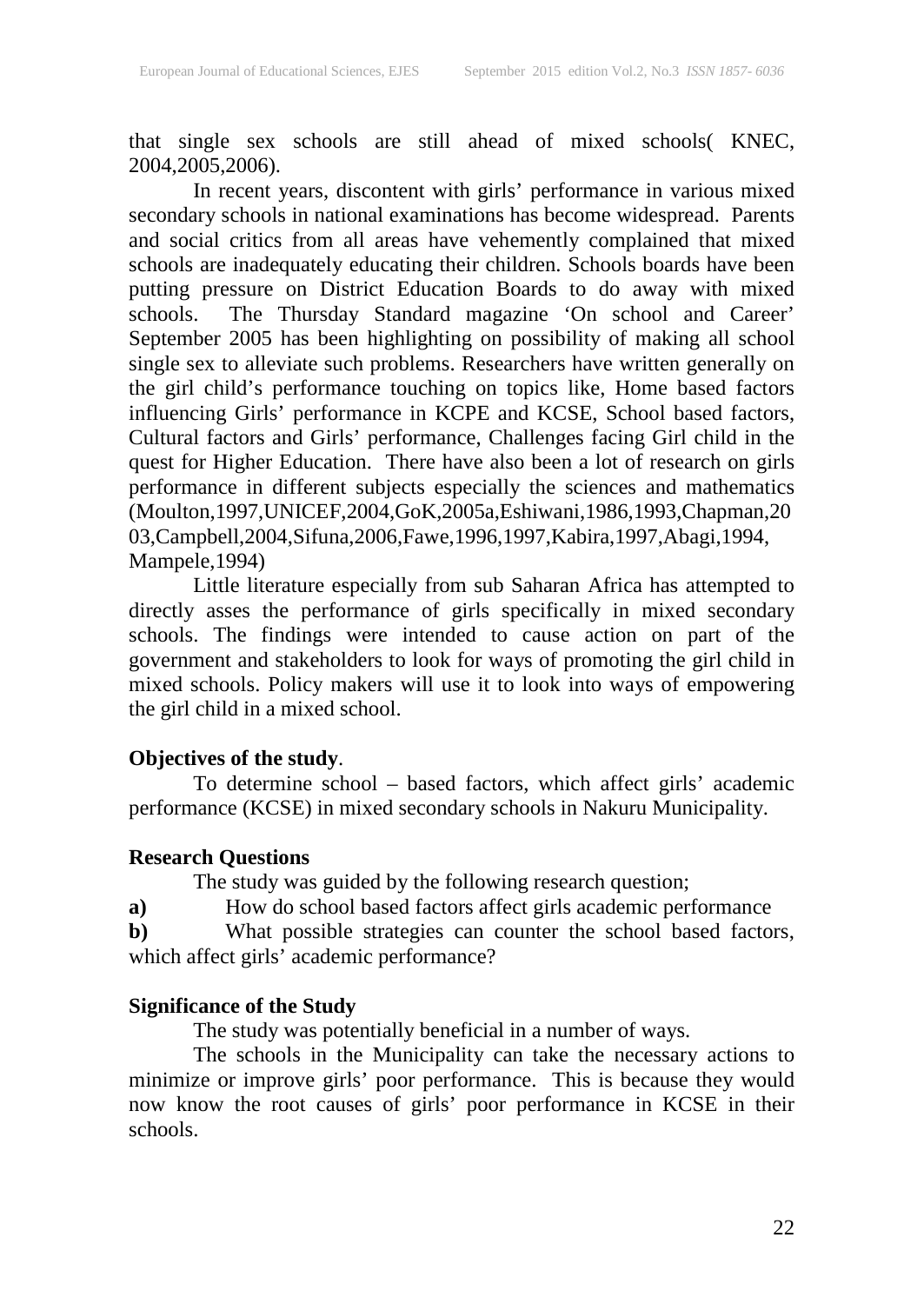that single sex schools are still ahead of mixed schools( KNEC, 2004,2005,2006).

In recent years, discontent with girls' performance in various mixed secondary schools in national examinations has become widespread. Parents and social critics from all areas have vehemently complained that mixed schools are inadequately educating their children. Schools boards have been putting pressure on District Education Boards to do away with mixed schools. The Thursday Standard magazine 'On school and Career' September 2005 has been highlighting on possibility of making all school single sex to alleviate such problems. Researchers have written generally on the girl child's performance touching on topics like, Home based factors influencing Girls' performance in KCPE and KCSE, School based factors, Cultural factors and Girls' performance, Challenges facing Girl child in the quest for Higher Education. There have also been a lot of research on girls performance in different subjects especially the sciences and mathematics (Moulton,1997,UNICEF,2004,GoK,2005a,Eshiwani,1986,1993,Chapman,2003,Campbell,2004,Sifuna,2006,Fawe,1996,1997,Kabira,1997,Abagi,1994, Mampele,1994)

Little literature especially from sub Saharan Africa has attempted to directly asses the performance of girls specifically in mixed secondary schools. The findings were intended to cause action on part of the government and stakeholders to look for ways of promoting the girl child in mixed schools. Policy makers will use it to look into ways of empowering the girl child in a mixed school.

**Objectives of the study**.

To determine school – based factors, which affect girls' academic performance (KCSE) in mixed secondary schools in Nakuru Municipality.

**Research Questions**

The study was guided by the following research question;

**a)** How do school based factors affect girls academic performance

**b)** What possible strategies can counter the school based factors, which affect girls' academic performance?

**Significance of the Study**

The study was potentially beneficial in a number of ways.

The schools in the Municipality can take the necessary actions to minimize or improve girls' poor performance. This is because they would now know the root causes of girls' poor performance in KCSE in their schools.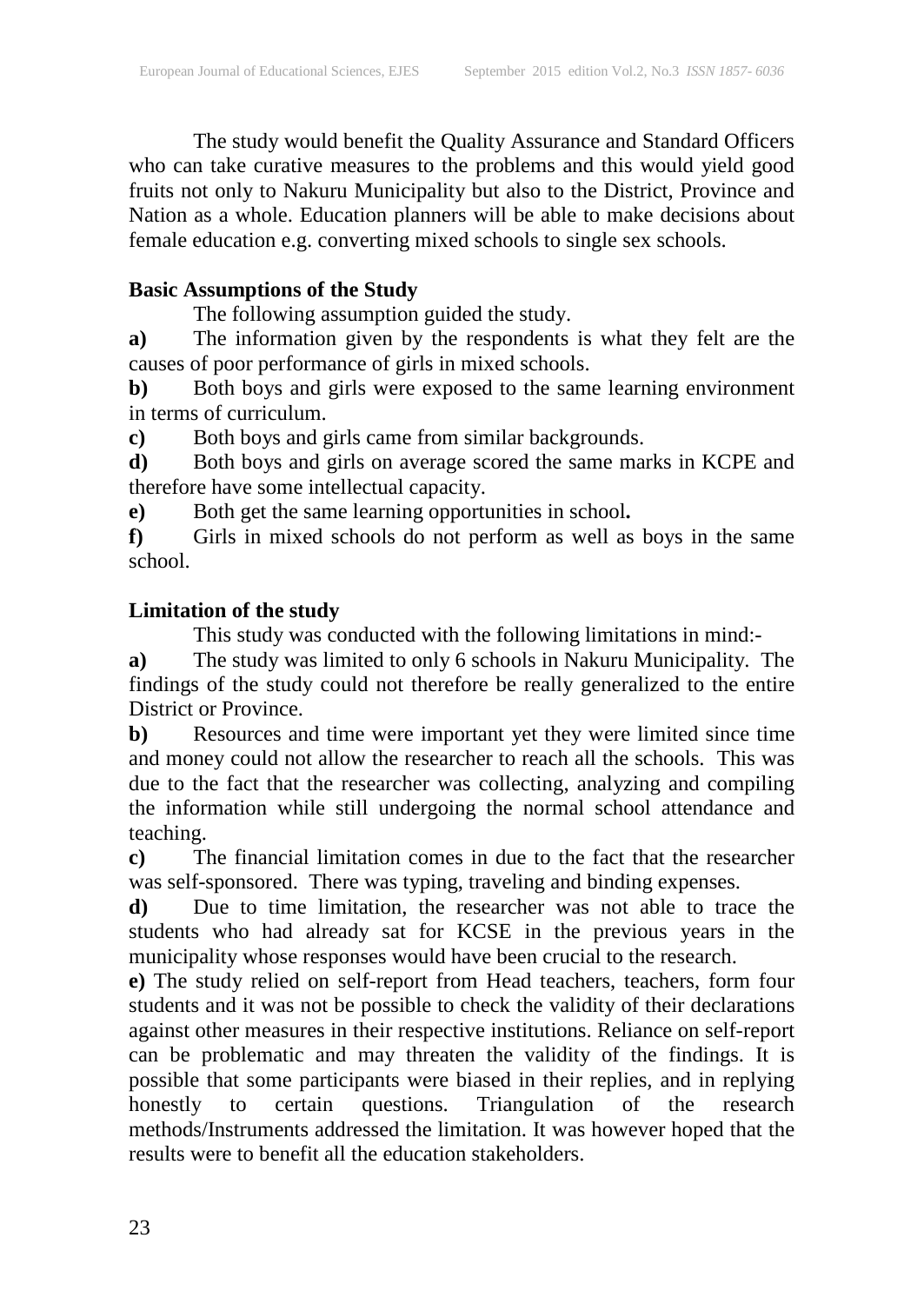The study would benefit the Quality Assurance and Standard Officers who can take curative measures to the problems and this would yield good fruits not only to Nakuru Municipality but also to the District, Province and Nation as a whole. Education planners will be able to make decisions about female education e.g. converting mixed schools to single sex schools.

### Basic Assumptions of the Study

The following assumption guided the study.

**a)** The information given by the respondents is what they felt are the causes of poor performance of girls in mixed schools.

**b)** Both boys and girls were exposed to the same learning environment in terms of curriculum.

**c)** Both boys and girls came from similar backgrounds.

**d)** Both boys and girls on average scored the same marks in KCPE and therefore have some intellectual capacity.

**e)** Both get the same learning opportunities in school**.**

**f)** Girls in mixed schools do not perform as well as boys in the same school.

### Limitation of the study

This study was conducted with the following limitations in mind:-

**a)** The study was limited to only 6 schools in Nakuru Municipality. The findings of the study could not therefore be really generalized to the entire District or Province.

**b)** Resources and time were important yet they were limited since time and money could not allow the researcher to reach all the schools. This was due to the fact that the researcher was collecting, analyzing and compiling the information while still undergoing the normal school attendance and teaching.

**c)** The financial limitation comes in due to the fact that the researcher was self-sponsored. There was typing, traveling and binding expenses.

**d)** Due to time limitation, the researcher was not able to trace the students who had already sat for KCSE in the previous years in the municipality whose responses would have been crucial to the research.

**e)** The study relied on self-report from Head teachers, teachers, form four students and it was not be possible to check the validity of their declarations against other measures in their respective institutions. Reliance on self-report can be problematic and may threaten the validity of the findings. It is possible that some participants were biased in their replies, and in replying honestly to certain questions. Triangulation of the research methods/Instruments addressed the limitation. It was however hoped that the results were to benefit all the education stakeholders.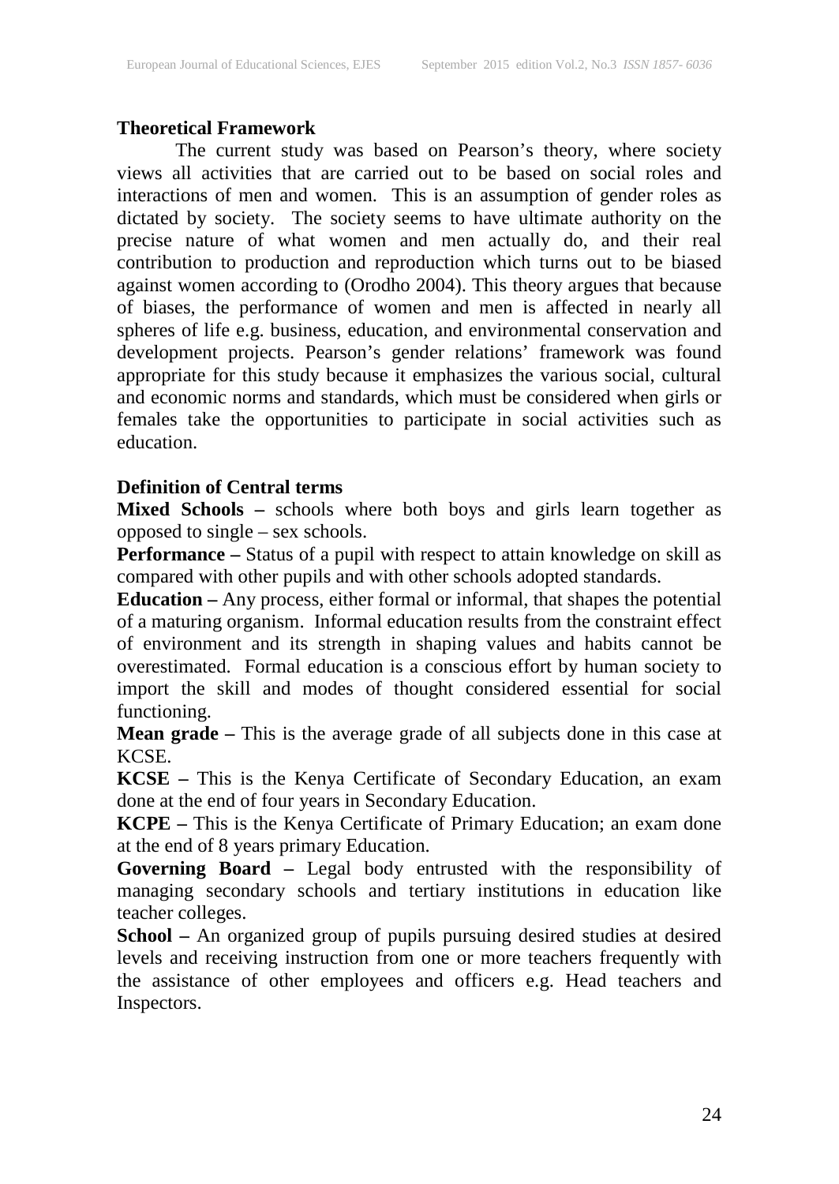### Theoretical Framework

The current study was based on Pearson's theory, where society views all activities that are carried out to be based on social roles and interactions of men and women. This is an assumption of gender roles as dictated by society. The society seems to have ultimate authority on the precise nature of what women and men actually do, and their real contribution to production and reproduction which turns out to be biased against women according to (Orodho 2004). This theory argues that because of biases, the performance of women and men is affected in nearly all spheres of life e.g. business, education, and environmental conservation and development projects. Pearson's gender relations' framework was found appropriate for this study because it emphasizes the various social, cultural and economic norms and standards, which must be considered when girls or females take the opportunities to participate in social activities such as education.

### Definition of Central terms

**Mixed Schools –** schools where both boys and girls learn together as opposed to single – sex schools.

**Performance –** Status of a pupil with respect to attain knowledge on skill as compared with other pupils and with other schools adopted standards.

**Education –** Any process, either formal or informal, that shapes the potential of a maturing organism. Informal education results from the constraint effect of environment and its strength in shaping values and habits cannot be overestimated. Formal education is a conscious effort by human society to import the skill and modes of thought considered essential for social functioning.

**Mean grade –** This is the average grade of all subjects done in this case at KCSE.

**KCSE –** This is the Kenya Certificate of Secondary Education, an exam done at the end of four years in Secondary Education.

**KCPE –** This is the Kenya Certificate of Primary Education; an exam done at the end of 8 years primary Education.

**Governing Board –** Legal body entrusted with the responsibility of managing secondary schools and tertiary institutions in education like teacher colleges.

**School –** An organized group of pupils pursuing desired studies at desired levels and receiving instruction from one or more teachers frequently with the assistance of other employees and officers e.g. Head teachers and Inspectors.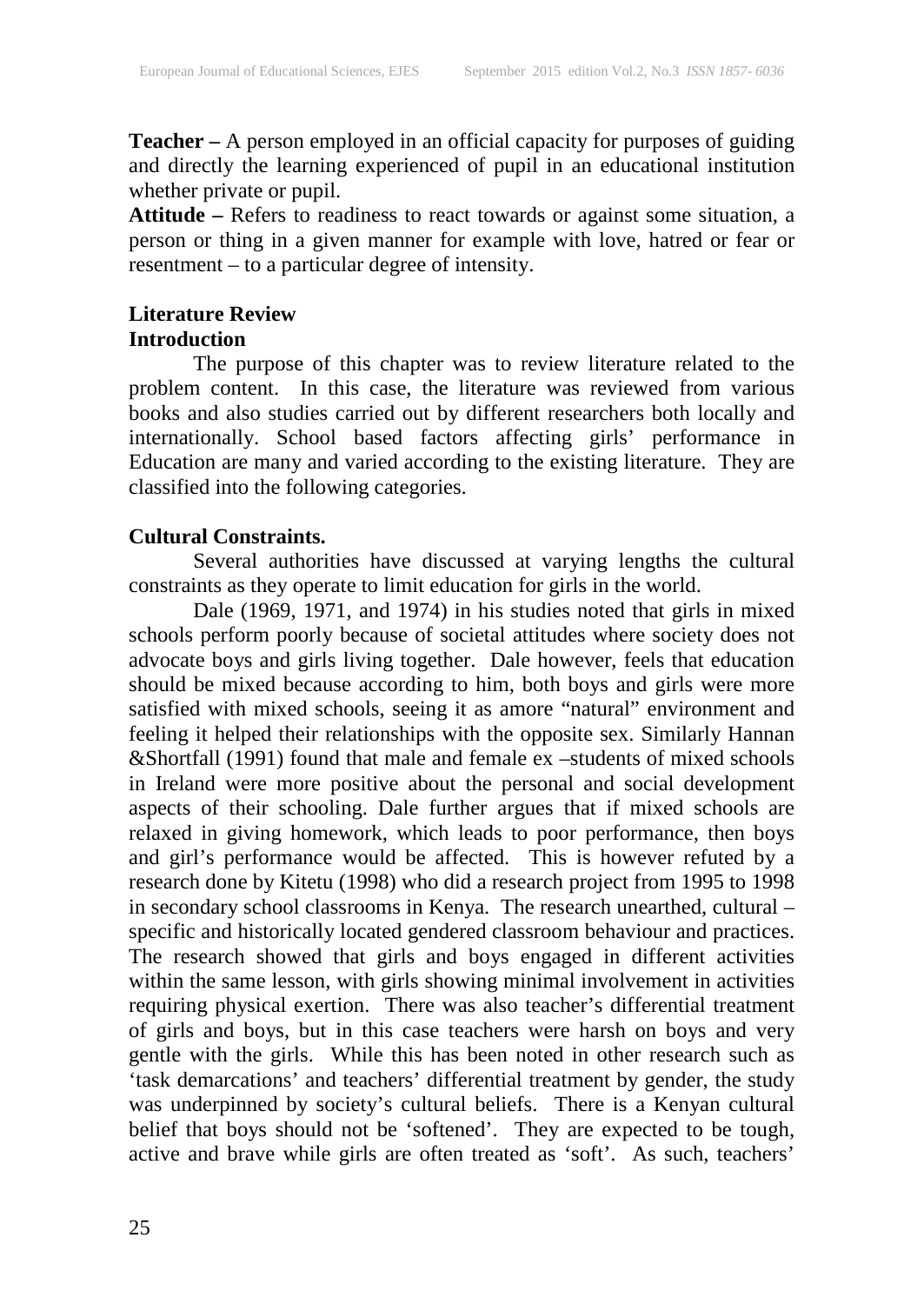**Teacher –** A person employed in an official capacity for purposes of guiding and directly the learning experienced of pupil in an educational institution whether private or pupil.

**Attitude –** Refers to readiness to react towards or against some situation, a person or thing in a given manner for example with love, hatred or fear or resentment – to a particular degree of intensity.

## Literature Review

### Introduction

The purpose of this chapter was to review literature related to the problem content. In this case, the literature was reviewed from various books and also studies carried out by different researchers both locally and internationally. School based factors affecting girls' performance in Education are many and varied according to the existing literature. They are classified into the following categories.

### Cultural Constraints.

Several authorities have discussed at varying lengths the cultural constraints as they operate to limit education for girls in the world.

Dale (1969, 1971, and 1974) in his studies noted that girls in mixed schools perform poorly because of societal attitudes where society does not advocate boys and girls living together. Dale however, feels that education should be mixed because according to him, both boys and girls were more satisfied with mixed schools, seeing it as amore "natural" environment and feeling it helped their relationships with the opposite sex. Similarly Hannan &Shortfall (1991) found that male and female ex –students of mixed schools in Ireland were more positive about the personal and social development aspects of their schooling. Dale further argues that if mixed schools are relaxed in giving homework, which leads to poor performance, then boys and girl's performance would be affected. This is however refuted by a research done by Kitetu (1998) who did a research project from 1995 to 1998 in secondary school classrooms in Kenya. The research unearthed, cultural – specific and historically located gendered classroom behaviour and practices. The research showed that girls and boys engaged in different activities within the same lesson, with girls showing minimal involvement in activities requiring physical exertion. There was also teacher's differential treatment of girls and boys, but in this case teachers were harsh on boys and very gentle with the girls. While this has been noted in other research such as 'task demarcations' and teachers' differential treatment by gender, the study was underpinned by society's cultural beliefs. There is a Kenyan cultural belief that boys should not be 'softened'. They are expected to be tough, active and brave while girls are often treated as 'soft'. As such, teachers'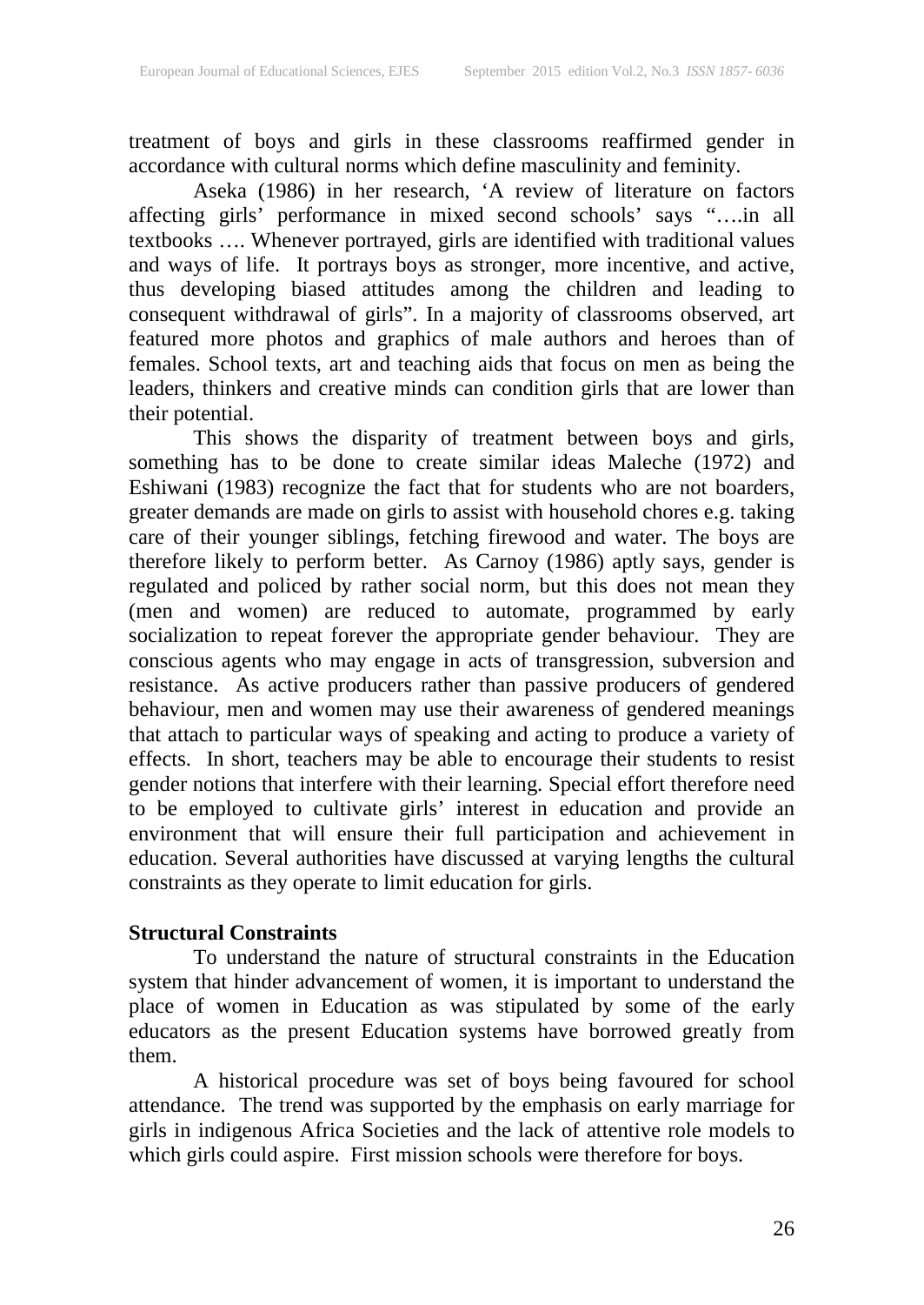treatment of boys and girls in these classrooms reaffirmed gender in accordance with cultural norms which define masculinity and feminity.

Aseka (1986) in her research, 'A review of literature on factors affecting girls' performance in mixed second schools' says "….in all textbooks …. Whenever portrayed, girls are identified with traditional values and ways of life. It portrays boys as stronger, more incentive, and active, thus developing biased attitudes among the children and leading to consequent withdrawal of girls". In a majority of classrooms observed, art featured more photos and graphics of male authors and heroes than of females. School texts, art and teaching aids that focus on men as being the leaders, thinkers and creative minds can condition girls that are lower than their potential.

This shows the disparity of treatment between boys and girls, something has to be done to create similar ideas Maleche (1972) and Eshiwani (1983) recognize the fact that for students who are not boarders, greater demands are made on girls to assist with household chores e.g. taking care of their younger siblings, fetching firewood and water. The boys are therefore likely to perform better. As Carnoy (1986) aptly says, gender is regulated and policed by rather social norm, but this does not mean they (men and women) are reduced to automate, programmed by early socialization to repeat forever the appropriate gender behaviour. They are conscious agents who may engage in acts of transgression, subversion and resistance. As active producers rather than passive producers of gendered behaviour, men and women may use their awareness of gendered meanings that attach to particular ways of speaking and acting to produce a variety of effects. In short, teachers may be able to encourage their students to resist gender notions that interfere with their learning. Special effort therefore need to be employed to cultivate girls' interest in education and provide an environment that will ensure their full participation and achievement in education. Several authorities have discussed at varying lengths the cultural constraints as they operate to limit education for girls.

**Structural Constraints**

To understand the nature of structural constraints in the Education system that hinder advancement of women, it is important to understand the place of women in Education as was stipulated by some of the early educators as the present Education systems have borrowed greatly from them.

A historical procedure was set of boys being favoured for school attendance. The trend was supported by the emphasis on early marriage for girls in indigenous Africa Societies and the lack of attentive role models to which girls could aspire. First mission schools were therefore for boys.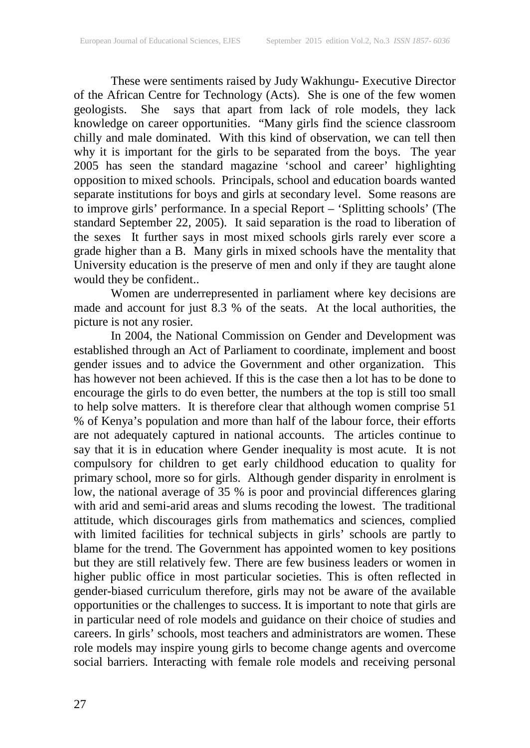These were sentiments raised by Judy Wakhungu- Executive Director of the African Centre for Technology (Acts). She is one of the few women geologists. She says that apart from lack of role models, they lack knowledge on career opportunities. "Many girls find the science classroom chilly and male dominated. With this kind of observation, we can tell then why it is important for the girls to be separated from the boys. The year 2005 has seen the standard magazine 'school and career' highlighting opposition to mixed schools. Principals, school and education boards wanted separate institutions for boys and girls at secondary level. Some reasons are to improve girls' performance. In a special Report – 'Splitting schools' (The standard September 22, 2005). It said separation is the road to liberation of the sexes It further says in most mixed schools girls rarely ever score a grade higher than a B. Many girls in mixed schools have the mentality that University education is the preserve of men and only if they are taught alone would they be confident..

Women are underrepresented in parliament where key decisions are made and account for just 8.3 % of the seats. At the local authorities, the picture is not any rosier.

In 2004, the National Commission on Gender and Development was established through an Act of Parliament to coordinate, implement and boost gender issues and to advice the Government and other organization. This has however not been achieved. If this is the case then a lot has to be done to encourage the girls to do even better, the numbers at the top is still too small to help solve matters. It is therefore clear that although women comprise 51 % of Kenya's population and more than half of the labour force, their efforts are not adequately captured in national accounts. The articles continue to say that it is in education where Gender inequality is most acute. It is not compulsory for children to get early childhood education to quality for primary school, more so for girls. Although gender disparity in enrolment is low, the national average of 35 % is poor and provincial differences glaring with arid and semi-arid areas and slums recoding the lowest. The traditional attitude, which discourages girls from mathematics and sciences, complied with limited facilities for technical subjects in girls' schools are partly to blame for the trend. The Government has appointed women to key positions but they are still relatively few. There are few business leaders or women in higher public office in most particular societies. This is often reflected in gender-biased curriculum therefore, girls may not be aware of the available opportunities or the challenges to success. It is important to note that girls are in particular need of role models and guidance on their choice of studies and careers. In girls' schools, most teachers and administrators are women. These role models may inspire young girls to become change agents and overcome social barriers. Interacting with female role models and receiving personal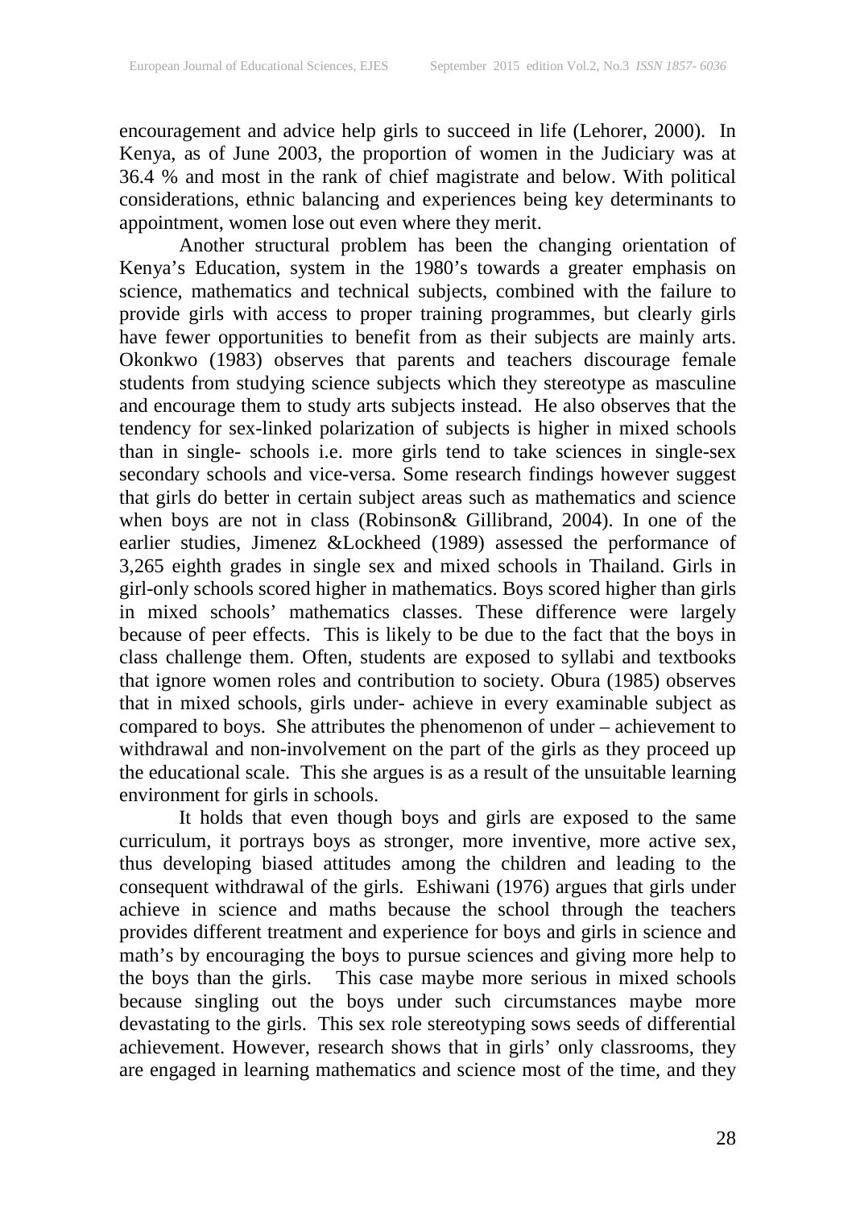encouragement and advice help girls to succeed in life (Lehorer, 2000). In Kenya, as of June 2003, the proportion of women in the Judiciary was at 36.4 % and most in the rank of chief magistrate and below. With political considerations, ethnic balancing and experiences being key determinants to appointment, women lose out even where they merit.

Another structural problem has been the changing orientation of Kenya's Education, system in the 1980's towards a greater emphasis on science, mathematics and technical subjects, combined with the failure to provide girls with access to proper training programmes, but clearly girls have fewer opportunities to benefit from as their subjects are mainly arts. Okonkwo (1983) observes that parents and teachers discourage female students from studying science subjects which they stereotype as masculine and encourage them to study arts subjects instead. He also observes that the tendency for sex-linked polarization of subjects is higher in mixed schools than in single- schools i.e. more girls tend to take sciences in single-sex secondary schools and vice-versa. Some research findings however suggest that girls do better in certain subject areas such as mathematics and science when boys are not in class (Robinson& Gillibrand, 2004). In one of the earlier studies, Jimenez &Lockheed (1989) assessed the performance of 3,265 eighth grades in single sex and mixed schools in Thailand. Girls in girl-only schools scored higher in mathematics. Boys scored higher than girls in mixed schools' mathematics classes. These difference were largely because of peer effects. This is likely to be due to the fact that the boys in class challenge them. Often, students are exposed to syllabi and textbooks that ignore women roles and contribution to society. Obura (1985) observes that in mixed schools, girls under- achieve in every examinable subject as compared to boys. She attributes the phenomenon of under – achievement to withdrawal and non-involvement on the part of the girls as they proceed up the educational scale. This she argues is as a result of the unsuitable learning environment for girls in schools.

It holds that even though boys and girls are exposed to the same curriculum, it portrays boys as stronger, more inventive, more active sex, thus developing biased attitudes among the children and leading to the consequent withdrawal of the girls. Eshiwani (1976) argues that girls under achieve in science and maths because the school through the teachers provides different treatment and experience for boys and girls in science and math's by encouraging the boys to pursue sciences and giving more help to the boys than the girls. This case maybe more serious in mixed schools because singling out the boys under such circumstances maybe more devastating to the girls. This sex role stereotyping sows seeds of differential achievement. However, research shows that in girls' only classrooms, they are engaged in learning mathematics and science most of the time, and they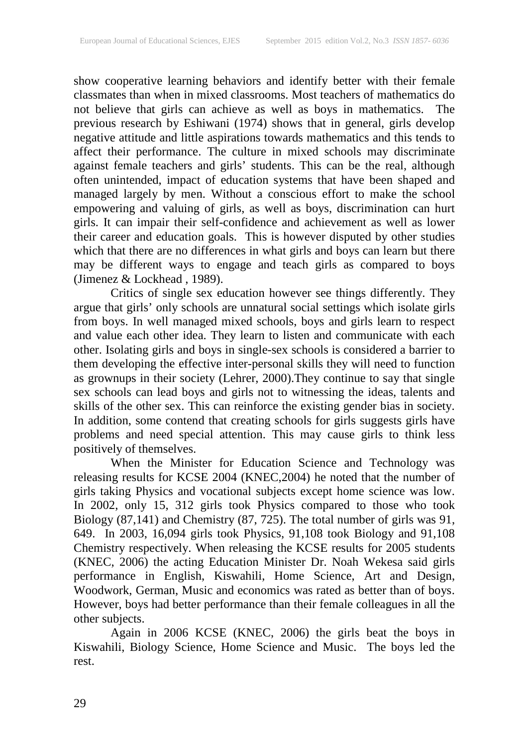show cooperative learning behaviors and identify better with their female classmates than when in mixed classrooms. Most teachers of mathematics do not believe that girls can achieve as well as boys in mathematics. The previous research by Eshiwani (1974) shows that in general, girls develop negative attitude and little aspirations towards mathematics and this tends to affect their performance. The culture in mixed schools may discriminate against female teachers and girls' students. This can be the real, although often unintended, impact of education systems that have been shaped and managed largely by men. Without a conscious effort to make the school empowering and valuing of girls, as well as boys, discrimination can hurt girls. It can impair their self-confidence and achievement as well as lower their career and education goals. This is however disputed by other studies which that there are no differences in what girls and boys can learn but there may be different ways to engage and teach girls as compared to boys (Jimenez & Lockhead , 1989).

Critics of single sex education however see things differently. They argue that girls' only schools are unnatural social settings which isolate girls from boys. In well managed mixed schools, boys and girls learn to respect and value each other idea. They learn to listen and communicate with each other. Isolating girls and boys in single-sex schools is considered a barrier to them developing the effective inter-personal skills they will need to function as grownups in their society (Lehrer, 2000).They continue to say that single sex schools can lead boys and girls not to witnessing the ideas, talents and skills of the other sex. This can reinforce the existing gender bias in society. In addition, some contend that creating schools for girls suggests girls have problems and need special attention. This may cause girls to think less positively of themselves.

When the Minister for Education Science and Technology was releasing results for KCSE 2004 (KNEC,2004) he noted that the number of girls taking Physics and vocational subjects except home science was low. In 2002, only 15, 312 girls took Physics compared to those who took Biology (87,141) and Chemistry (87, 725). The total number of girls was 91, 649. In 2003, 16,094 girls took Physics, 91,108 took Biology and 91,108 Chemistry respectively. When releasing the KCSE results for 2005 students (KNEC, 2006) the acting Education Minister Dr. Noah Wekesa said girls performance in English, Kiswahili, Home Science, Art and Design, Woodwork, German, Music and economics was rated as better than of boys. However, boys had better performance than their female colleagues in all the other subjects.

Again in 2006 KCSE (KNEC, 2006) the girls beat the boys in Kiswahili, Biology Science, Home Science and Music. The boys led the rest.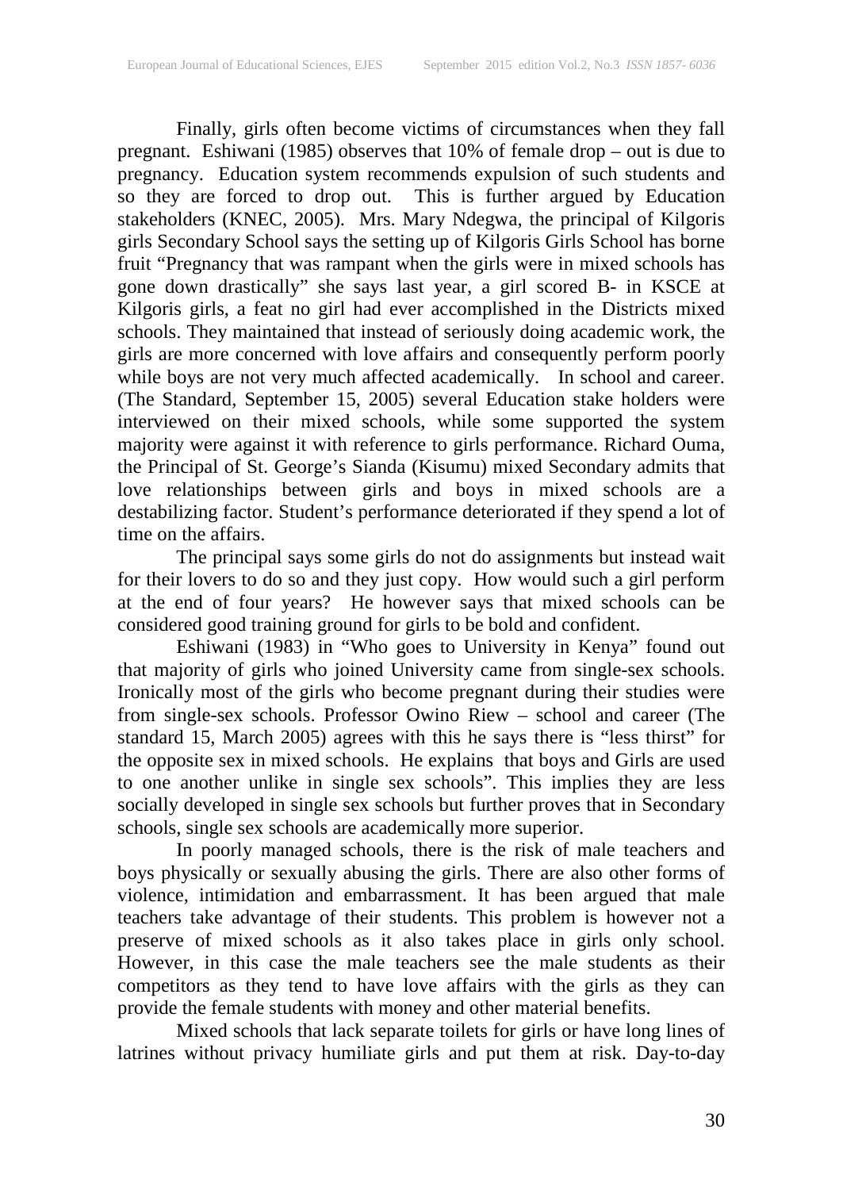Finally, girls often become victims of circumstances when they fall pregnant. Eshiwani (1985) observes that 10% of female drop – out is due to pregnancy. Education system recommends expulsion of such students and so they are forced to drop out. This is further argued by Education stakeholders (KNEC, 2005). Mrs. Mary Ndegwa, the principal of Kilgoris girls Secondary School says the setting up of Kilgoris Girls School has borne fruit "Pregnancy that was rampant when the girls were in mixed schools has gone down drastically" she says last year, a girl scored B- in KSCE at Kilgoris girls, a feat no girl had ever accomplished in the Districts mixed schools. They maintained that instead of seriously doing academic work, the girls are more concerned with love affairs and consequently perform poorly while boys are not very much affected academically. In school and career. (The Standard, September 15, 2005) several Education stake holders were interviewed on their mixed schools, while some supported the system majority were against it with reference to girls performance. Richard Ouma, the Principal of St. George's Sianda (Kisumu) mixed Secondary admits that love relationships between girls and boys in mixed schools are a destabilizing factor. Student's performance deteriorated if they spend a lot of time on the affairs.

The principal says some girls do not do assignments but instead wait for their lovers to do so and they just copy. How would such a girl perform at the end of four years? He however says that mixed schools can be considered good training ground for girls to be bold and confident.

Eshiwani (1983) in "Who goes to University in Kenya" found out that majority of girls who joined University came from single-sex schools. Ironically most of the girls who become pregnant during their studies were from single-sex schools. Professor Owino Riew – school and career (The standard 15, March 2005) agrees with this he says there is "less thirst" for the opposite sex in mixed schools. He explains that boys and Girls are used to one another unlike in single sex schools". This implies they are less socially developed in single sex schools but further proves that in Secondary schools, single sex schools are academically more superior.

In poorly managed schools, there is the risk of male teachers and boys physically or sexually abusing the girls. There are also other forms of violence, intimidation and embarrassment. It has been argued that male teachers take advantage of their students. This problem is however not a preserve of mixed schools as it also takes place in girls only school. However, in this case the male teachers see the male students as their competitors as they tend to have love affairs with the girls as they can provide the female students with money and other material benefits.

Mixed schools that lack separate toilets for girls or have long lines of latrines without privacy humiliate girls and put them at risk. Day-to-day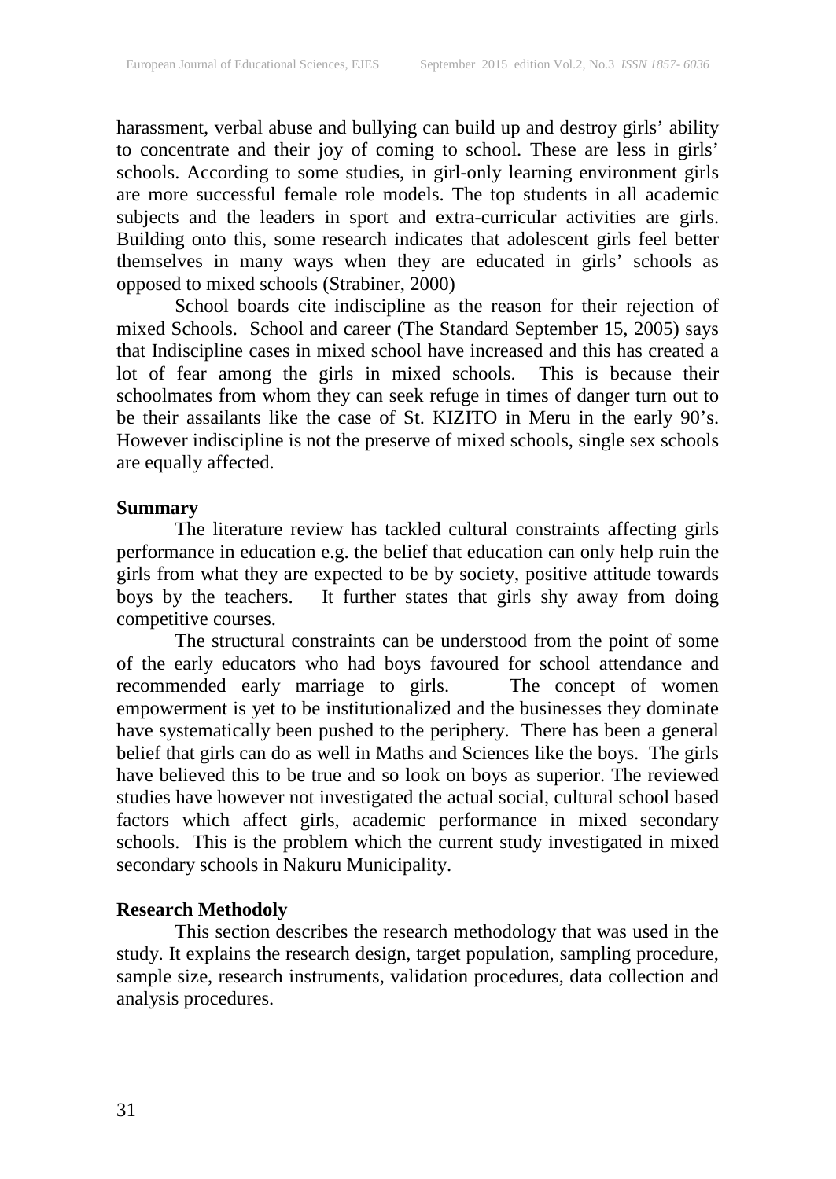harassment, verbal abuse and bullying can build up and destroy girls' ability to concentrate and their joy of coming to school. These are less in girls' schools. According to some studies, in girl-only learning environment girls are more successful female role models. The top students in all academic subjects and the leaders in sport and extra-curricular activities are girls. Building onto this, some research indicates that adolescent girls feel better themselves in many ways when they are educated in girls' schools as opposed to mixed schools (Strabiner, 2000)

School boards cite indiscipline as the reason for their rejection of mixed Schools. School and career (The Standard September 15, 2005) says that Indiscipline cases in mixed school have increased and this has created a lot of fear among the girls in mixed schools. This is because their schoolmates from whom they can seek refuge in times of danger turn out to be their assailants like the case of St. KIZITO in Meru in the early 90's. However indiscipline is not the preserve of mixed schools, single sex schools are equally affected.

**Summary**

The literature review has tackled cultural constraints affecting girls performance in education e.g. the belief that education can only help ruin the girls from what they are expected to be by society, positive attitude towards boys by the teachers. It further states that girls shy away from doing competitive courses.

The structural constraints can be understood from the point of some of the early educators who had boys favoured for school attendance and recommended early marriage to girls. The concept of women empowerment is yet to be institutionalized and the businesses they dominate have systematically been pushed to the periphery. There has been a general belief that girls can do as well in Maths and Sciences like the boys. The girls have believed this to be true and so look on boys as superior. The reviewed studies have however not investigated the actual social, cultural school based factors which affect girls, academic performance in mixed secondary schools. This is the problem which the current study investigated in mixed secondary schools in Nakuru Municipality.

**Research Methodoly**

This section describes the research methodology that was used in the study. It explains the research design, target population, sampling procedure, sample size, research instruments, validation procedures, data collection and analysis procedures.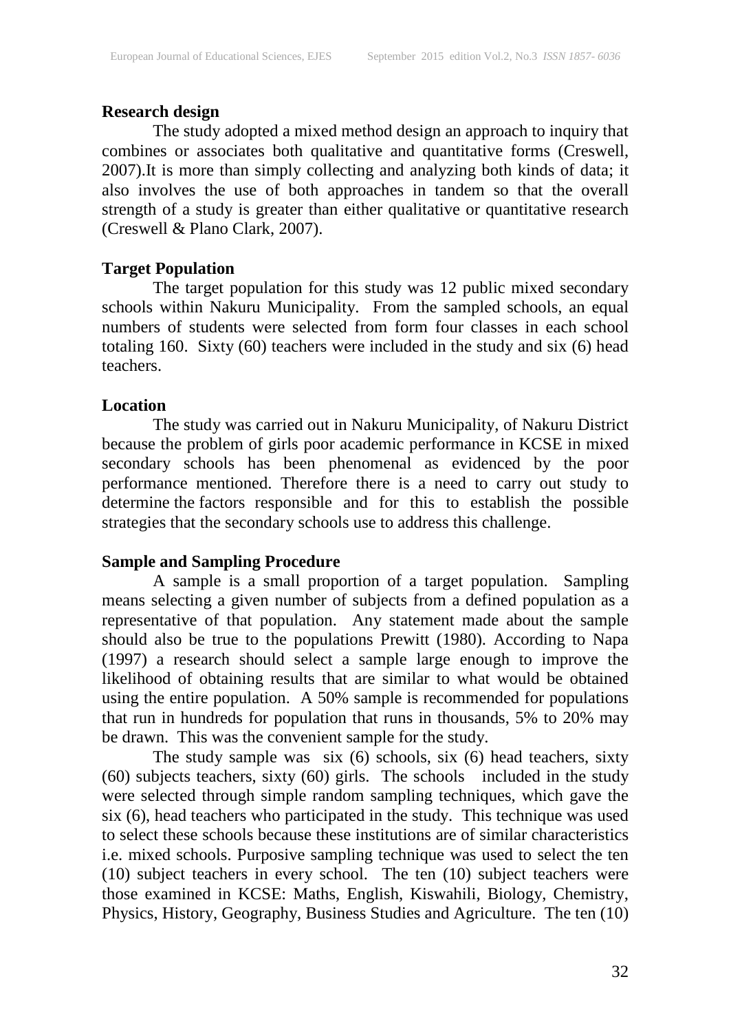**Research design**

The study adopted a mixed method design an approach to inquiry that combines or associates both qualitative and quantitative forms (Creswell, 2007).It is more than simply collecting and analyzing both kinds of data; it also involves the use of both approaches in tandem so that the overall strength of a study is greater than either qualitative or quantitative research (Creswell & Plano Clark, 2007).

**Target Population**

The target population for this study was 12 public mixed secondary schools within Nakuru Municipality. From the sampled schools, an equal numbers of students were selected from form four classes in each school totaling 160. Sixty (60) teachers were included in the study and six (6) head teachers.

**Location**

The study was carried out in Nakuru Municipality, of Nakuru District because the problem of girls poor academic performance in KCSE in mixed secondary schools has been phenomenal as evidenced by the poor performance mentioned. Therefore there is a need to carry out study to determine the factors responsible and for this to establish the possible strategies that the secondary schools use to address this challenge.

**Sample and Sampling Procedure**

A sample is a small proportion of a target population. Sampling means selecting a given number of subjects from a defined population as a representative of that population. Any statement made about the sample should also be true to the populations Prewitt (1980). According to Napa (1997) a research should select a sample large enough to improve the likelihood of obtaining results that are similar to what would be obtained using the entire population. A 50% sample is recommended for populations that run in hundreds for population that runs in thousands, 5% to 20% may be drawn. This was the convenient sample for the study.

The study sample was six (6) schools, six (6) head teachers, sixty (60) subjects teachers, sixty (60) girls. The schools included in the study were selected through simple random sampling techniques, which gave the six (6), head teachers who participated in the study. This technique was used to select these schools because these institutions are of similar characteristics i.e. mixed schools. Purposive sampling technique was used to select the ten (10) subject teachers in every school. The ten (10) subject teachers were those examined in KCSE: Maths, English, Kiswahili, Biology, Chemistry, Physics, History, Geography, Business Studies and Agriculture. The ten (10)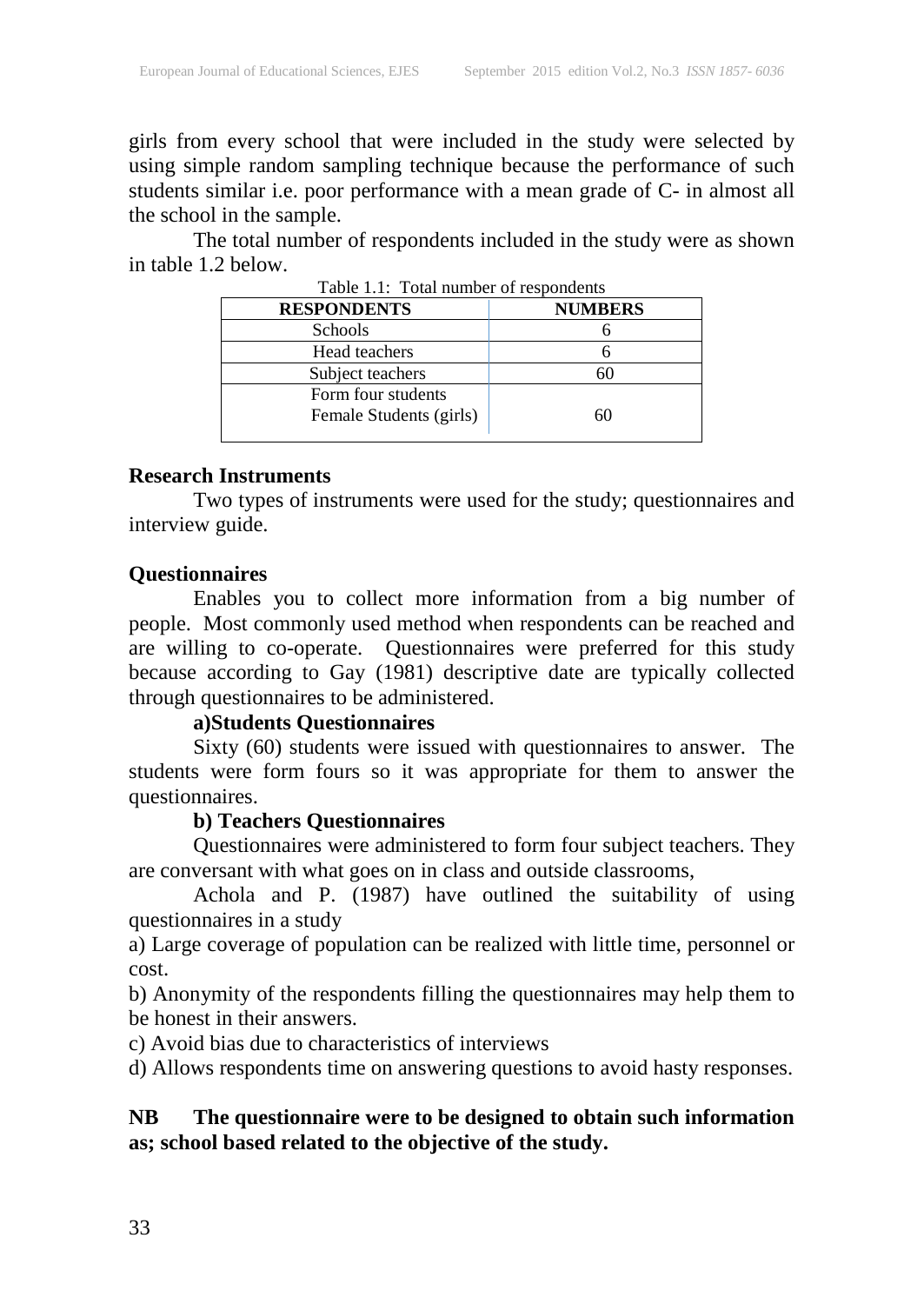girls from every school that were included in the study were selected by using simple random sampling technique because the performance of such students similar i.e. poor performance with a mean grade of C- in almost all the school in the sample.

The total number of respondents included in the study were as shown in table 1.2 below.

Table 1.1: Total number of respondents

| RESPONDENTS | NUMBERS |
|---|---|
| Schools | 6 |
| Head teachers | 6 |
| Subject teachers | 60 |
| Form four students<br>Female Students (girls) | 60 |

**Research Instruments**

Two types of instruments were used for the study; questionnaires and interview guide.

**Questionnaires**

Enables you to collect more information from a big number of people. Most commonly used method when respondents can be reached and are willing to co-operate. Questionnaires were preferred for this study because according to Gay (1981) descriptive date are typically collected through questionnaires to be administered.

**a)Students Questionnaires**

Sixty (60) students were issued with questionnaires to answer. The students were form fours so it was appropriate for them to answer the questionnaires.

**b) Teachers Questionnaires**

Questionnaires were administered to form four subject teachers. They are conversant with what goes on in class and outside classrooms,

Achola and P. (1987) have outlined the suitability of using questionnaires in a study

a) Large coverage of population can be realized with little time, personnel or cost.

b) Anonymity of the respondents filling the questionnaires may help them to be honest in their answers.

c) Avoid bias due to characteristics of interviews

d) Allows respondents time on answering questions to avoid hasty responses.

**NB The questionnaire were to be designed to obtain such information as; school based related to the objective of the study.**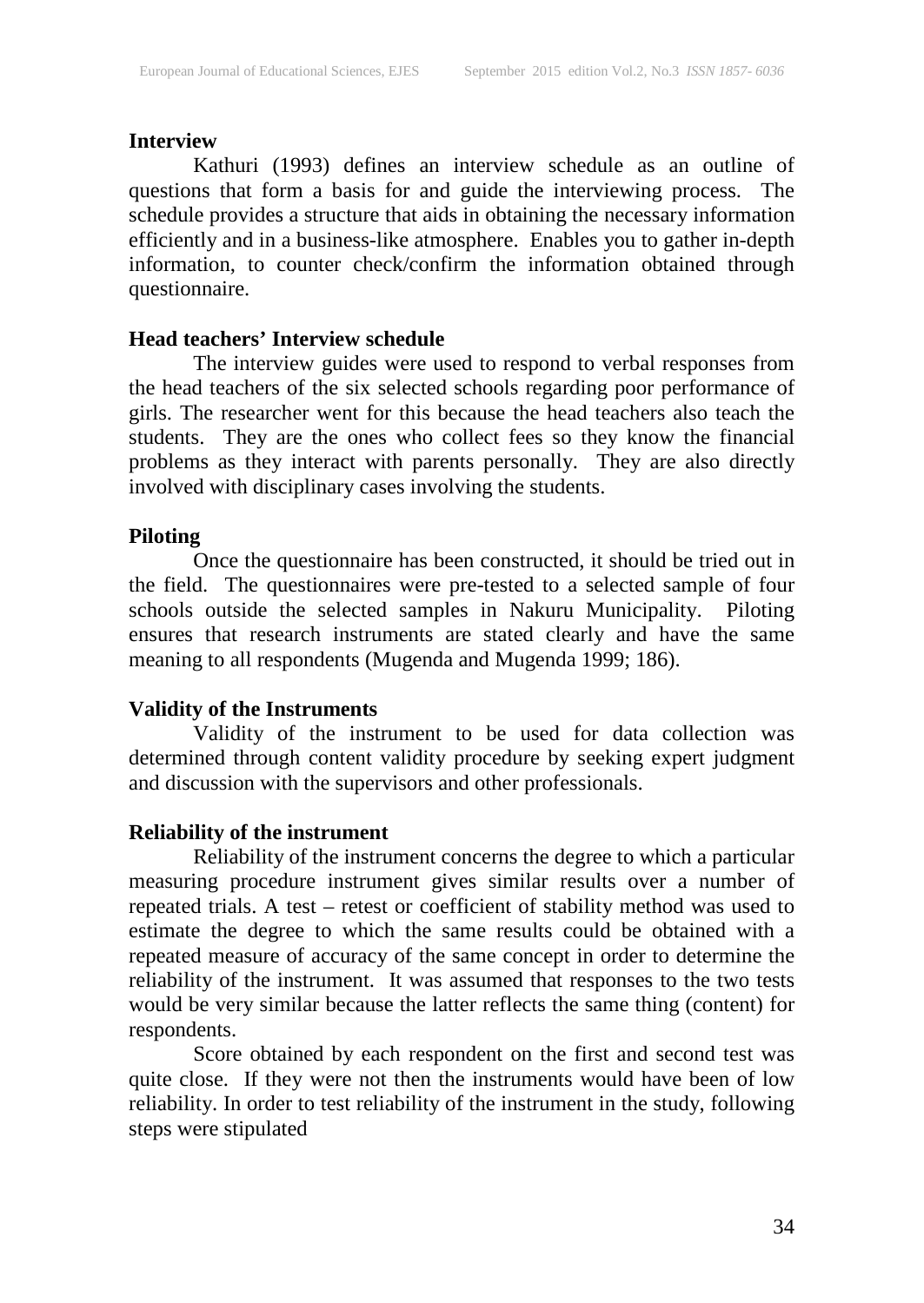**Interview**

Kathuri (1993) defines an interview schedule as an outline of questions that form a basis for and guide the interviewing process. The schedule provides a structure that aids in obtaining the necessary information efficiently and in a business-like atmosphere. Enables you to gather in-depth information, to counter check/confirm the information obtained through questionnaire.

**Head teachers' Interview schedule**

The interview guides were used to respond to verbal responses from the head teachers of the six selected schools regarding poor performance of girls. The researcher went for this because the head teachers also teach the students. They are the ones who collect fees so they know the financial problems as they interact with parents personally. They are also directly involved with disciplinary cases involving the students.

**Piloting**

Once the questionnaire has been constructed, it should be tried out in the field. The questionnaires were pre-tested to a selected sample of four schools outside the selected samples in Nakuru Municipality. Piloting ensures that research instruments are stated clearly and have the same meaning to all respondents (Mugenda and Mugenda 1999; 186).

**Validity of the Instruments**

Validity of the instrument to be used for data collection was determined through content validity procedure by seeking expert judgment and discussion with the supervisors and other professionals.

**Reliability of the instrument**

Reliability of the instrument concerns the degree to which a particular measuring procedure instrument gives similar results over a number of repeated trials. A test – retest or coefficient of stability method was used to estimate the degree to which the same results could be obtained with a repeated measure of accuracy of the same concept in order to determine the reliability of the instrument. It was assumed that responses to the two tests would be very similar because the latter reflects the same thing (content) for respondents.

Score obtained by each respondent on the first and second test was quite close. If they were not then the instruments would have been of low reliability. In order to test reliability of the instrument in the study, following steps were stipulated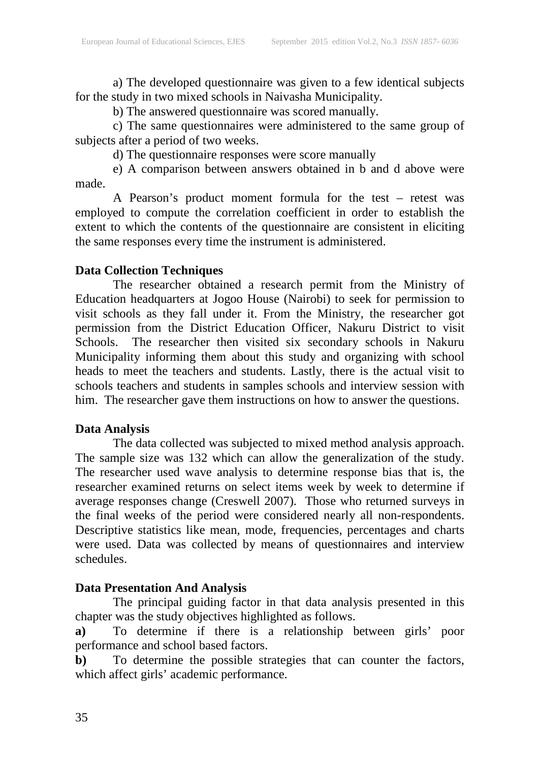a) The developed questionnaire was given to a few identical subjects for the study in two mixed schools in Naivasha Municipality.

b) The answered questionnaire was scored manually.

c) The same questionnaires were administered to the same group of subjects after a period of two weeks.

d) The questionnaire responses were score manually

e) A comparison between answers obtained in b and d above were made.

A Pearson's product moment formula for the test – retest was employed to compute the correlation coefficient in order to establish the extent to which the contents of the questionnaire are consistent in eliciting the same responses every time the instrument is administered.

**Data Collection Techniques**

The researcher obtained a research permit from the Ministry of Education headquarters at Jogoo House (Nairobi) to seek for permission to visit schools as they fall under it. From the Ministry, the researcher got permission from the District Education Officer, Nakuru District to visit Schools. The researcher then visited six secondary schools in Nakuru Municipality informing them about this study and organizing with school heads to meet the teachers and students. Lastly, there is the actual visit to schools teachers and students in samples schools and interview session with him. The researcher gave them instructions on how to answer the questions.

**Data Analysis**

The data collected was subjected to mixed method analysis approach. The sample size was 132 which can allow the generalization of the study. The researcher used wave analysis to determine response bias that is, the researcher examined returns on select items week by week to determine if average responses change (Creswell 2007). Those who returned surveys in the final weeks of the period were considered nearly all non-respondents. Descriptive statistics like mean, mode, frequencies, percentages and charts were used. Data was collected by means of questionnaires and interview schedules.

**Data Presentation And Analysis**

The principal guiding factor in that data analysis presented in this chapter was the study objectives highlighted as follows.

**a)** To determine if there is a relationship between girls' poor performance and school based factors.

**b)** To determine the possible strategies that can counter the factors, which affect girls' academic performance.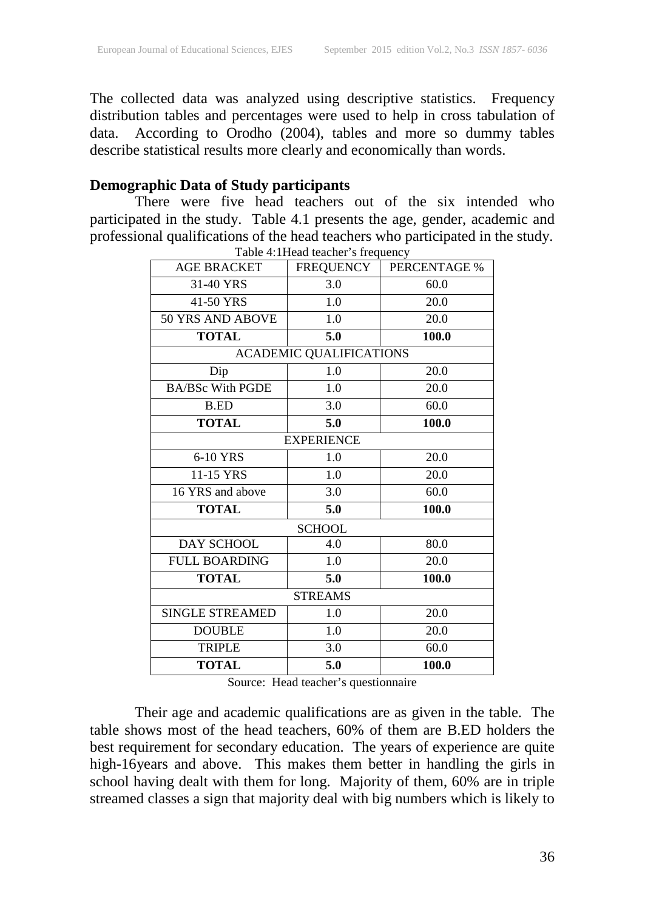The collected data was analyzed using descriptive statistics. Frequency distribution tables and percentages were used to help in cross tabulation of data. According to Orodho (2004), tables and more so dummy tables describe statistical results more clearly and economically than words.

**Demographic Data of Study participants**

There were five head teachers out of the six intended who participated in the study. Table 4.1 presents the age, gender, academic and professional qualifications of the head teachers who participated in the study.

Table 4:1Head teacher's frequency

| AGE BRACKET | FREQUENCY | PERCENTAGE % |
|---|---|---|
| 31-40 YRS | 3.0 | 60.0 |
| 41-50 YRS | 1.0 | 20.0 |
| 50 YRS AND ABOVE | 1.0 | 20.0 |
| **TOTAL** | **5.0** | **100.0** |
| ACADEMIC QUALIFICATIONS | | |
| Dip | 1.0 | 20.0 |
| BA/BSc With PGDE | 1.0 | 20.0 |
| B.ED | 3.0 | 60.0 |
| **TOTAL** | **5.0** | **100.0** |
| EXPERIENCE | | |
| 6-10 YRS | 1.0 | 20.0 |
| 11-15 YRS | 1.0 | 20.0 |
| 16 YRS and above | 3.0 | 60.0 |
| **TOTAL** | **5.0** | **100.0** |
| SCHOOL | | |
| DAY SCHOOL | 4.0 | 80.0 |
| FULL BOARDING | 1.0 | 20.0 |
| **TOTAL** | **5.0** | **100.0** |
| STREAMS | | |
| SINGLE STREAMED | 1.0 | 20.0 |
| DOUBLE | 1.0 | 20.0 |
| TRIPLE | 3.0 | 60.0 |
| **TOTAL** | **5.0** | **100.0** |

Source: Head teacher's questionnaire

Their age and academic qualifications are as given in the table. The table shows most of the head teachers, 60% of them are B.ED holders the best requirement for secondary education. The years of experience are quite high-16years and above. This makes them better in handling the girls in school having dealt with them for long. Majority of them, 60% are in triple streamed classes a sign that majority deal with big numbers which is likely to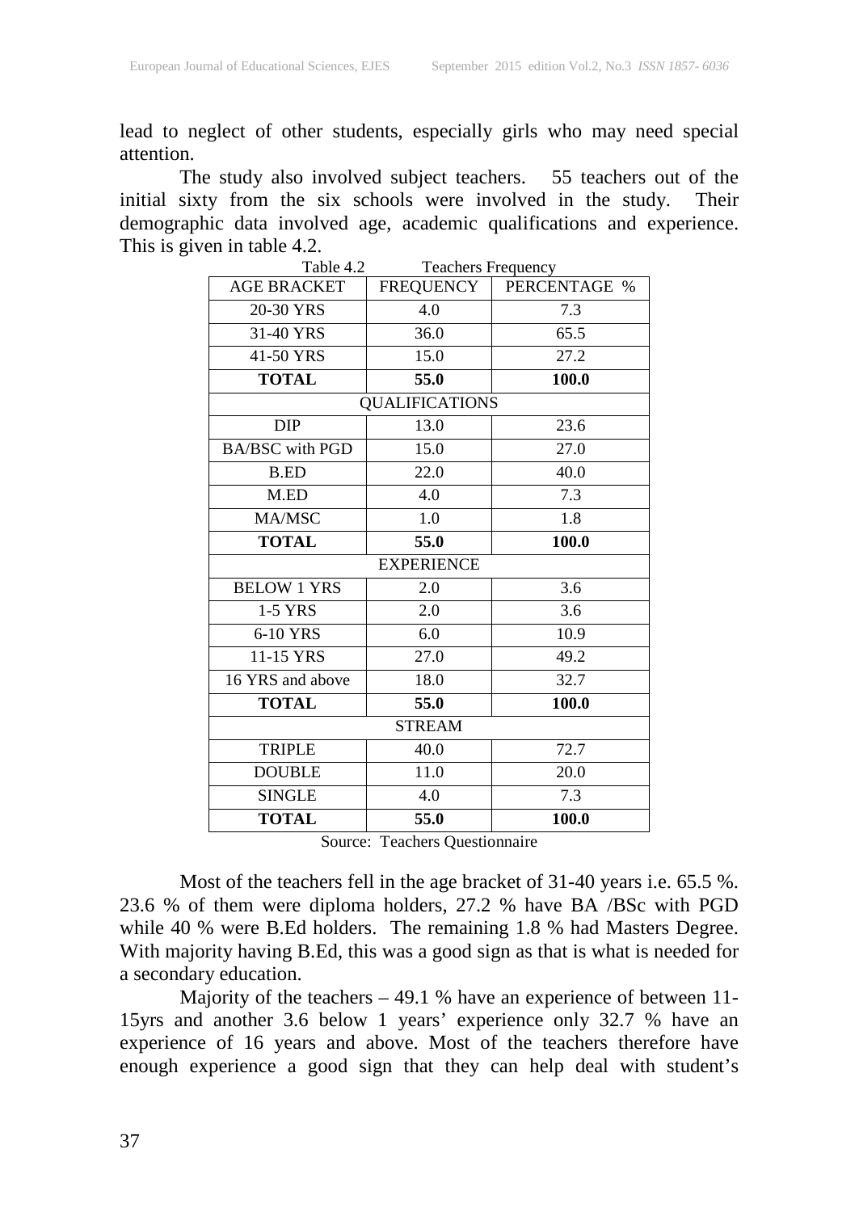lead to neglect of other students, especially girls who may need special attention.

The study also involved subject teachers. 55 teachers out of the initial sixty from the six schools were involved in the study. Their demographic data involved age, academic qualifications and experience. This is given in table 4.2.

Table 4.2 Teachers Frequency

| AGE BRACKET | FREQUENCY | PERCENTAGE % |
|---|---|---|
| 20-30 YRS | 4.0 | 7.3 |
| 31-40 YRS | 36.0 | 65.5 |
| 41-50 YRS | 15.0 | 27.2 |
| **TOTAL** | **55.0** | **100.0** |
| QUALIFICATIONS | | |
| DIP | 13.0 | 23.6 |
| BA/BSC with PGD | 15.0 | 27.0 |
| B.ED | 22.0 | 40.0 |
| M.ED | 4.0 | 7.3 |
| MA/MSC | 1.0 | 1.8 |
| **TOTAL** | **55.0** | **100.0** |
| EXPERIENCE | | |
| BELOW 1 YRS | 2.0 | 3.6 |
| 1-5 YRS | 2.0 | 3.6 |
| 6-10 YRS | 6.0 | 10.9 |
| 11-15 YRS | 27.0 | 49.2 |
| 16 YRS and above | 18.0 | 32.7 |
| **TOTAL** | **55.0** | **100.0** |
| STREAM | | |
| TRIPLE | 40.0 | 72.7 |
| DOUBLE | 11.0 | 20.0 |
| SINGLE | 4.0 | 7.3 |
| **TOTAL** | **55.0** | **100.0** |

Source: Teachers Questionnaire

Most of the teachers fell in the age bracket of 31-40 years i.e. 65.5 %. 23.6 % of them were diploma holders, 27.2 % have BA /BSc with PGD while 40 % were B.Ed holders. The remaining 1.8 % had Masters Degree. With majority having B.Ed, this was a good sign as that is what is needed for a secondary education.

Majority of the teachers – 49.1 % have an experience of between 11-15yrs and another 3.6 below 1 years' experience only 32.7 % have an experience of 16 years and above. Most of the teachers therefore have enough experience a good sign that they can help deal with student's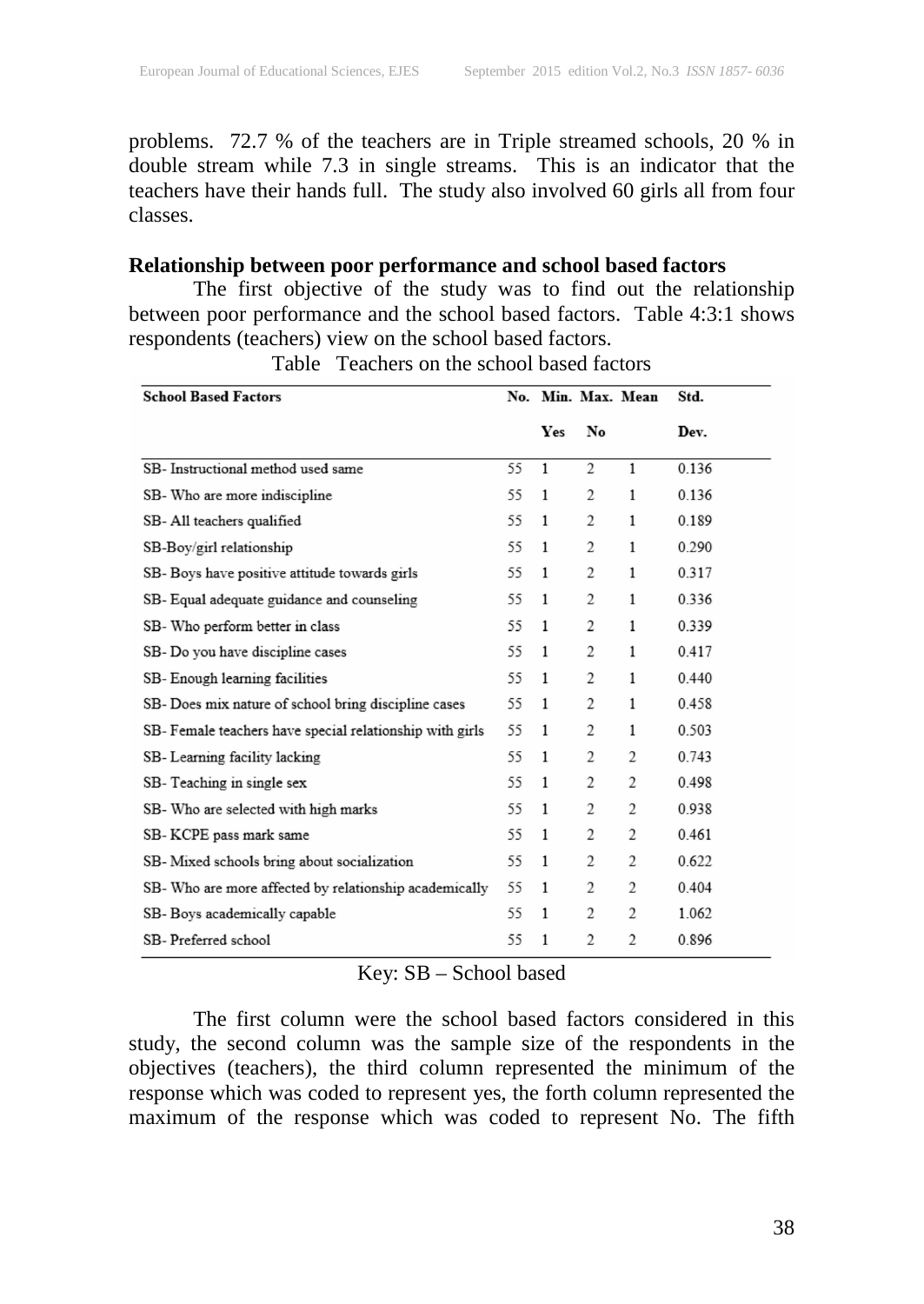problems. 72.7 % of the teachers are in Triple streamed schools, 20 % in double stream while 7.3 in single streams. This is an indicator that the teachers have their hands full. The study also involved 60 girls all from four classes.

**Relationship between poor performance and school based factors**

The first objective of the study was to find out the relationship between poor performance and the school based factors. Table 4:3:1 shows respondents (teachers) view on the school based factors.

Table Teachers on the school based factors

| School Based Factors | No. | Min. Yes | Max. No | Mean | Std. Dev. |
|---|---|---|---|---|---|
| SB- Instructional method used same | 55 | 1 | 2 | 1 | 0.136 |
| SB- Who are more indiscipline | 55 | 1 | 2 | 1 | 0.136 |
| SB- All teachers qualified | 55 | 1 | 2 | 1 | 0.189 |
| SB-Boy/girl relationship | 55 | 1 | 2 | 1 | 0.290 |
| SB- Boys have positive attitude towards girls | 55 | 1 | 2 | 1 | 0.317 |
| SB- Equal adequate guidance and counseling | 55 | 1 | 2 | 1 | 0.336 |
| SB- Who perform better in class | 55 | 1 | 2 | 1 | 0.339 |
| SB- Do you have discipline cases | 55 | 1 | 2 | 1 | 0.417 |
| SB- Enough learning facilities | 55 | 1 | 2 | 1 | 0.440 |
| SB- Does mix nature of school bring discipline cases | 55 | 1 | 2 | 1 | 0.458 |
| SB- Female teachers have special relationship with girls | 55 | 1 | 2 | 1 | 0.503 |
| SB- Learning facility lacking | 55 | 1 | 2 | 2 | 0.743 |
| SB- Teaching in single sex | 55 | 1 | 2 | 2 | 0.498 |
| SB- Who are selected with high marks | 55 | 1 | 2 | 2 | 0.938 |
| SB- KCPE pass mark same | 55 | 1 | 2 | 2 | 0.461 |
| SB- Mixed schools bring about socialization | 55 | 1 | 2 | 2 | 0.622 |
| SB- Who are more affected by relationship academically | 55 | 1 | 2 | 2 | 0.404 |
| SB- Boys academically capable | 55 | 1 | 2 | 2 | 1.062 |
| SB- Preferred school | 55 | 1 | 2 | 2 | 0.896 |

Key: SB – School based

The first column were the school based factors considered in this study, the second column was the sample size of the respondents in the objectives (teachers), the third column represented the minimum of the response which was coded to represent yes, the forth column represented the maximum of the response which was coded to represent No. The fifth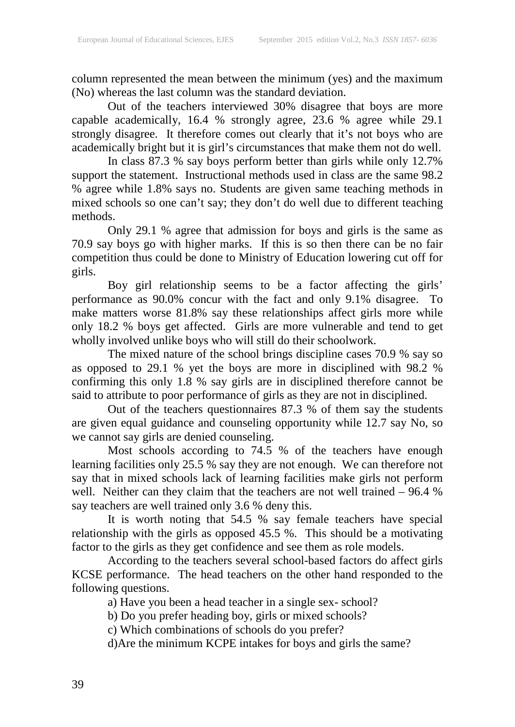column represented the mean between the minimum (yes) and the maximum (No) whereas the last column was the standard deviation.

Out of the teachers interviewed 30% disagree that boys are more capable academically, 16.4 % strongly agree, 23.6 % agree while 29.1 strongly disagree. It therefore comes out clearly that it's not boys who are academically bright but it is girl's circumstances that make them not do well.

In class 87.3 % say boys perform better than girls while only 12.7% support the statement. Instructional methods used in class are the same 98.2 % agree while 1.8% says no. Students are given same teaching methods in mixed schools so one can't say; they don't do well due to different teaching methods.

Only 29.1 % agree that admission for boys and girls is the same as 70.9 say boys go with higher marks. If this is so then there can be no fair competition thus could be done to Ministry of Education lowering cut off for girls.

Boy girl relationship seems to be a factor affecting the girls' performance as 90.0% concur with the fact and only 9.1% disagree. To make matters worse 81.8% say these relationships affect girls more while only 18.2 % boys get affected. Girls are more vulnerable and tend to get wholly involved unlike boys who will still do their schoolwork.

The mixed nature of the school brings discipline cases 70.9 % say so as opposed to 29.1 % yet the boys are more in disciplined with 98.2 % confirming this only 1.8 % say girls are in disciplined therefore cannot be said to attribute to poor performance of girls as they are not in disciplined.

Out of the teachers questionnaires 87.3 % of them say the students are given equal guidance and counseling opportunity while 12.7 say No, so we cannot say girls are denied counseling.

Most schools according to 74.5 % of the teachers have enough learning facilities only 25.5 % say they are not enough. We can therefore not say that in mixed schools lack of learning facilities make girls not perform well. Neither can they claim that the teachers are not well trained – 96.4 % say teachers are well trained only 3.6 % deny this.

It is worth noting that 54.5 % say female teachers have special relationship with the girls as opposed 45.5 %. This should be a motivating factor to the girls as they get confidence and see them as role models.

According to the teachers several school-based factors do affect girls KCSE performance. The head teachers on the other hand responded to the following questions.

a) Have you been a head teacher in a single sex- school?

b) Do you prefer heading boy, girls or mixed schools?

c) Which combinations of schools do you prefer?

d)Are the minimum KCPE intakes for boys and girls the same?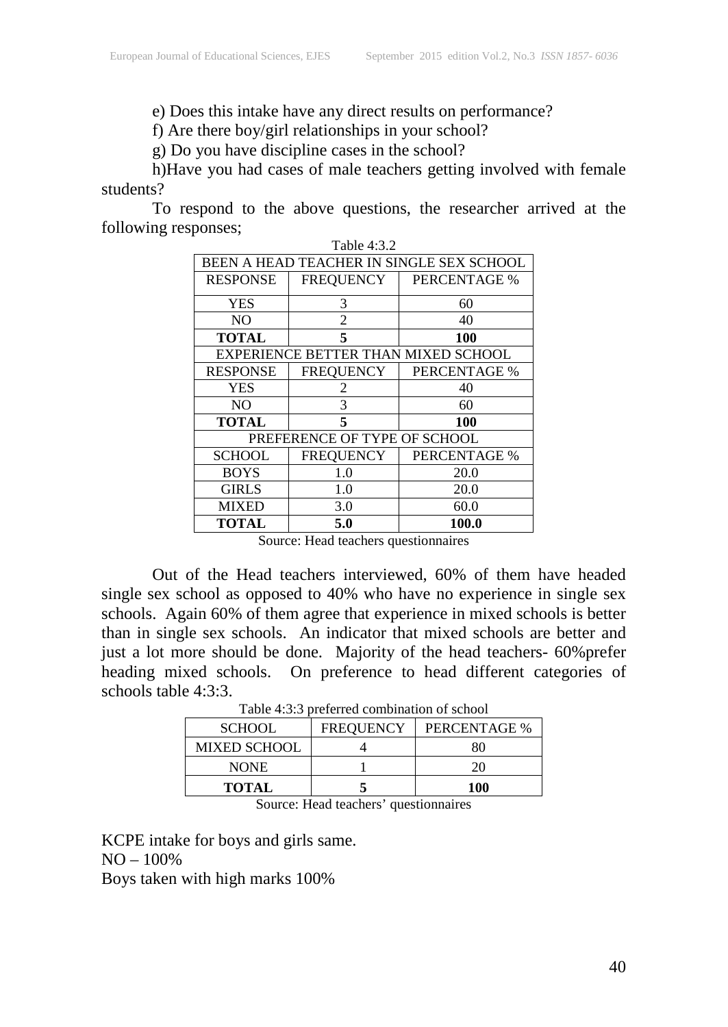e) Does this intake have any direct results on performance?

f) Are there boy/girl relationships in your school?

g) Do you have discipline cases in the school?

h)Have you had cases of male teachers getting involved with female students?

To respond to the above questions, the researcher arrived at the following responses;

Table 4:3.2

| BEEN A HEAD TEACHER IN SINGLE SEX SCHOOL | | |
|---|---|---|
| RESPONSE | FREQUENCY | PERCENTAGE % |
| YES | 3 | 60 |
| NO | 2 | 40 |
| **TOTAL** | **5** | **100** |
| EXPERIENCE BETTER THAN MIXED SCHOOL | | |
| RESPONSE | FREQUENCY | PERCENTAGE % |
| YES | 2 | 40 |
| NO | 3 | 60 |
| **TOTAL** | **5** | **100** |
| PREFERENCE OF TYPE OF SCHOOL | | |
| SCHOOL | FREQUENCY | PERCENTAGE % |
| BOYS | 1.0 | 20.0 |
| GIRLS | 1.0 | 20.0 |
| MIXED | 3.0 | 60.0 |
| **TOTAL** | **5.0** | **100.0** |

Source: Head teachers questionnaires

Out of the Head teachers interviewed, 60% of them have headed single sex school as opposed to 40% who have no experience in single sex schools. Again 60% of them agree that experience in mixed schools is better than in single sex schools. An indicator that mixed schools are better and just a lot more should be done. Majority of the head teachers- 60%prefer heading mixed schools. On preference to head different categories of schools table 4:3:3.

Table 4:3:3 preferred combination of school

| SCHOOL | FREQUENCY | PERCENTAGE % |
|---|---|---|
| MIXED SCHOOL | 4 | 80 |
| NONE | 1 | 20 |
| **TOTAL** | **5** | **100** |

Source: Head teachers' questionnaires

KCPE intake for boys and girls same.
NO – 100%
Boys taken with high marks 100%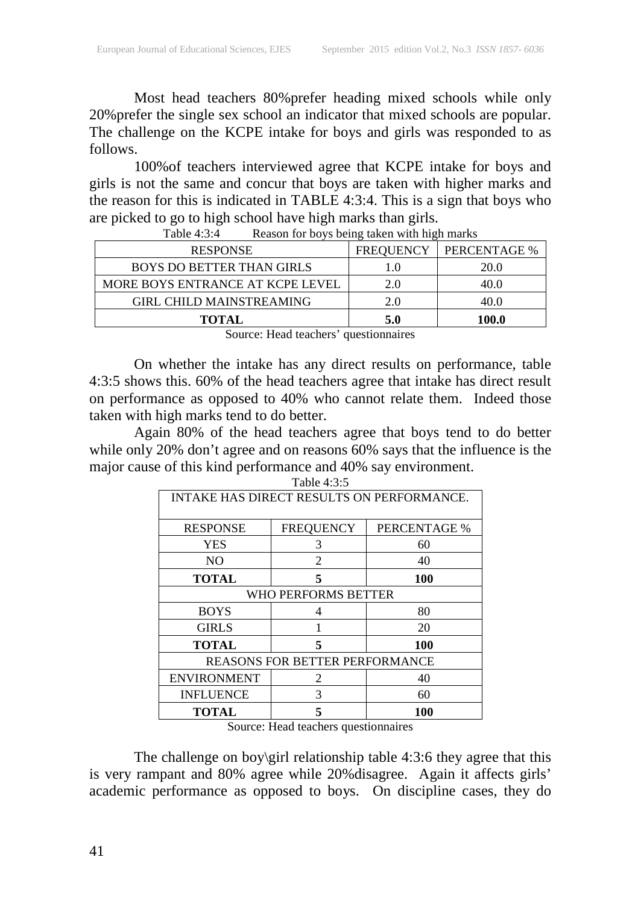Most head teachers 80%prefer heading mixed schools while only 20%prefer the single sex school an indicator that mixed schools are popular. The challenge on the KCPE intake for boys and girls was responded to as follows.

100%of teachers interviewed agree that KCPE intake for boys and girls is not the same and concur that boys are taken with higher marks and the reason for this is indicated in TABLE 4:3:4. This is a sign that boys who are picked to go to high school have high marks than girls.

Table 4:3:4 Reason for boys being taken with high marks

| RESPONSE | FREQUENCY | PERCENTAGE % |
|---|---|---|
| BOYS DO BETTER THAN GIRLS | 1.0 | 20.0 |
| MORE BOYS ENTRANCE AT KCPE LEVEL | 2.0 | 40.0 |
| GIRL CHILD MAINSTREAMING | 2.0 | 40.0 |
| **TOTAL** | **5.0** | **100.0** |

Source: Head teachers' questionnaires

On whether the intake has any direct results on performance, table 4:3:5 shows this. 60% of the head teachers agree that intake has direct result on performance as opposed to 40% who cannot relate them. Indeed those taken with high marks tend to do better.

Again 80% of the head teachers agree that boys tend to do better while only 20% don't agree and on reasons 60% says that the influence is the major cause of this kind performance and 40% say environment.

Table 4:3:5

| INTAKE HAS DIRECT RESULTS ON PERFORMANCE. | | |
|---|---|---|
| RESPONSE | FREQUENCY | PERCENTAGE % |
| YES | 3 | 60 |
| NO | 2 | 40 |
| **TOTAL** | **5** | **100** |
| WHO PERFORMS BETTER | | |
| BOYS | 4 | 80 |
| GIRLS | 1 | 20 |
| **TOTAL** | **5** | **100** |
| REASONS FOR BETTER PERFORMANCE | | |
| ENVIRONMENT | 2 | 40 |
| INFLUENCE | 3 | 60 |
| **TOTAL** | **5** | **100** |

Source: Head teachers questionnaires

The challenge on boy\girl relationship table 4:3:6 they agree that this is very rampant and 80% agree while 20%disagree. Again it affects girls' academic performance as opposed to boys. On discipline cases, they do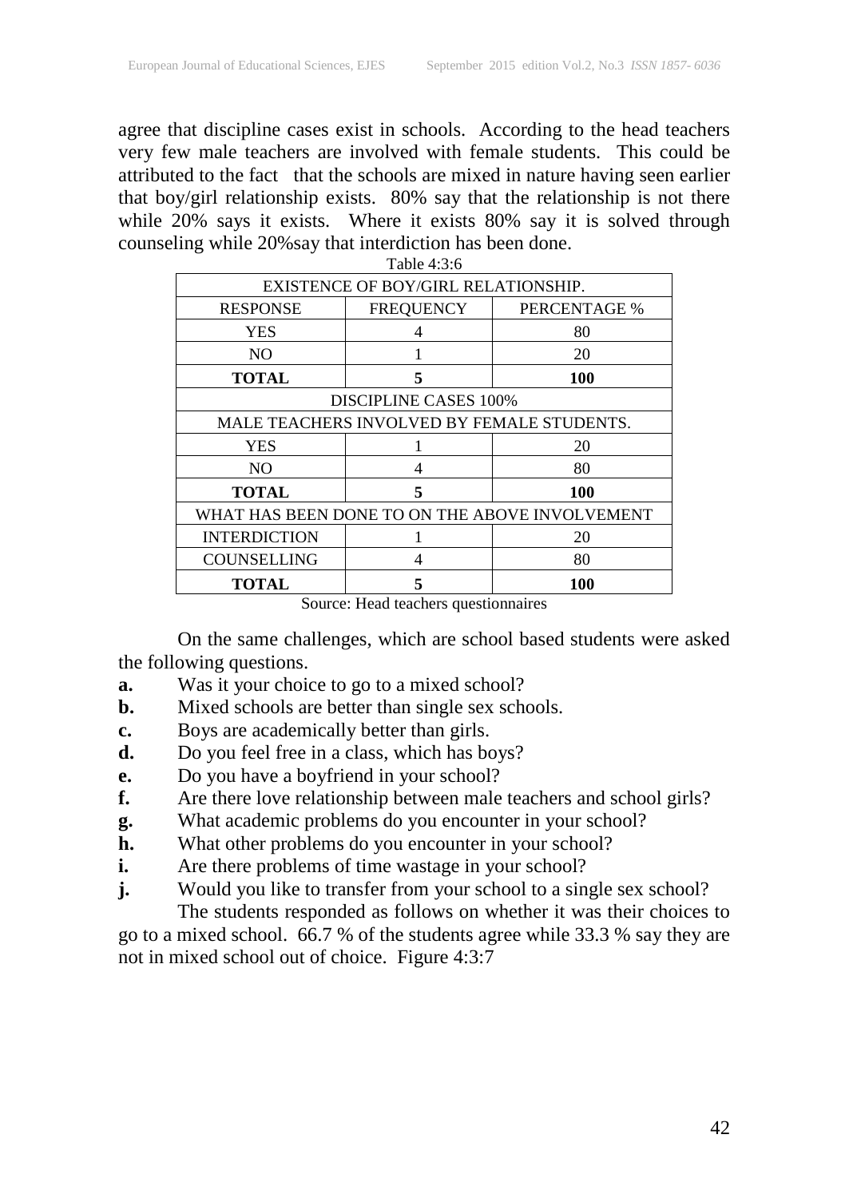agree that discipline cases exist in schools. According to the head teachers very few male teachers are involved with female students. This could be attributed to the fact that the schools are mixed in nature having seen earlier that boy/girl relationship exists. 80% say that the relationship is not there while 20% says it exists. Where it exists 80% say it is solved through counseling while 20%say that interdiction has been done.

Table 4:3:6

| EXISTENCE OF BOY/GIRL RELATIONSHIP. | | |
|---|---|---|
| RESPONSE | FREQUENCY | PERCENTAGE % |
| YES | 4 | 80 |
| NO | 1 | 20 |
| **TOTAL** | **5** | **100** |
| DISCIPLINE CASES 100% | | |
| MALE TEACHERS INVOLVED BY FEMALE STUDENTS. | | |
| YES | 1 | 20 |
| NO | 4 | 80 |
| **TOTAL** | **5** | **100** |
| WHAT HAS BEEN DONE TO ON THE ABOVE INVOLVEMENT | | |
| INTERDICTION | 1 | 20 |
| COUNSELLING | 4 | 80 |
| **TOTAL** | **5** | **100** |

Source: Head teachers questionnaires

On the same challenges, which are school based students were asked the following questions.

- **a.** Was it your choice to go to a mixed school?
- **b.** Mixed schools are better than single sex schools.
- **c.** Boys are academically better than girls.
- **d.** Do you feel free in a class, which has boys?
- **e.** Do you have a boyfriend in your school?
- **f.** Are there love relationship between male teachers and school girls?
- **g.** What academic problems do you encounter in your school?
- **h.** What other problems do you encounter in your school?
- **i.** Are there problems of time wastage in your school?
- **j.** Would you like to transfer from your school to a single sex school?

The students responded as follows on whether it was their choices to go to a mixed school. 66.7 % of the students agree while 33.3 % say they are not in mixed school out of choice. Figure 4:3:7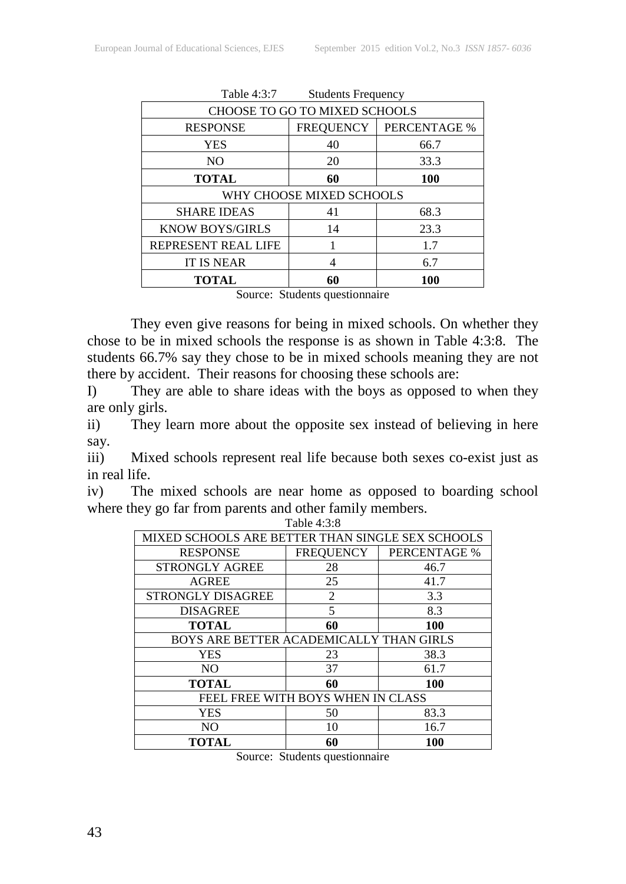Table 4:3:7 Students Frequency

| CHOOSE TO GO TO MIXED SCHOOLS | | |
|---|---|---|
| RESPONSE | FREQUENCY | PERCENTAGE % |
| YES | 40 | 66.7 |
| NO | 20 | 33.3 |
| **TOTAL** | **60** | **100** |
| WHY CHOOSE MIXED SCHOOLS | | |
| SHARE IDEAS | 41 | 68.3 |
| KNOW BOYS/GIRLS | 14 | 23.3 |
| REPRESENT REAL LIFE | 1 | 1.7 |
| IT IS NEAR | 4 | 6.7 |
| **TOTAL** | **60** | **100** |

Source: Students questionnaire

They even give reasons for being in mixed schools. On whether they chose to be in mixed schools the response is as shown in Table 4:3:8. The students 66.7% say they chose to be in mixed schools meaning they are not there by accident. Their reasons for choosing these schools are:

I) They are able to share ideas with the boys as opposed to when they are only girls.

ii) They learn more about the opposite sex instead of believing in here say.

iii) Mixed schools represent real life because both sexes co-exist just as in real life.

iv) The mixed schools are near home as opposed to boarding school where they go far from parents and other family members.

Table 4:3:8

| MIXED SCHOOLS ARE BETTER THAN SINGLE SEX SCHOOLS | | |
|---|---|---|
| RESPONSE | FREQUENCY | PERCENTAGE % |
| STRONGLY AGREE | 28 | 46.7 |
| AGREE | 25 | 41.7 |
| STRONGLY DISAGREE | 2 | 3.3 |
| DISAGREE | 5 | 8.3 |
| **TOTAL** | **60** | **100** |
| BOYS ARE BETTER ACADEMICALLY THAN GIRLS | | |
| YES | 23 | 38.3 |
| NO | 37 | 61.7 |
| **TOTAL** | **60** | **100** |
| FEEL FREE WITH BOYS WHEN IN CLASS | | |
| YES | 50 | 83.3 |
| NO | 10 | 16.7 |
| **TOTAL** | **60** | **100** |

Source: Students questionnaire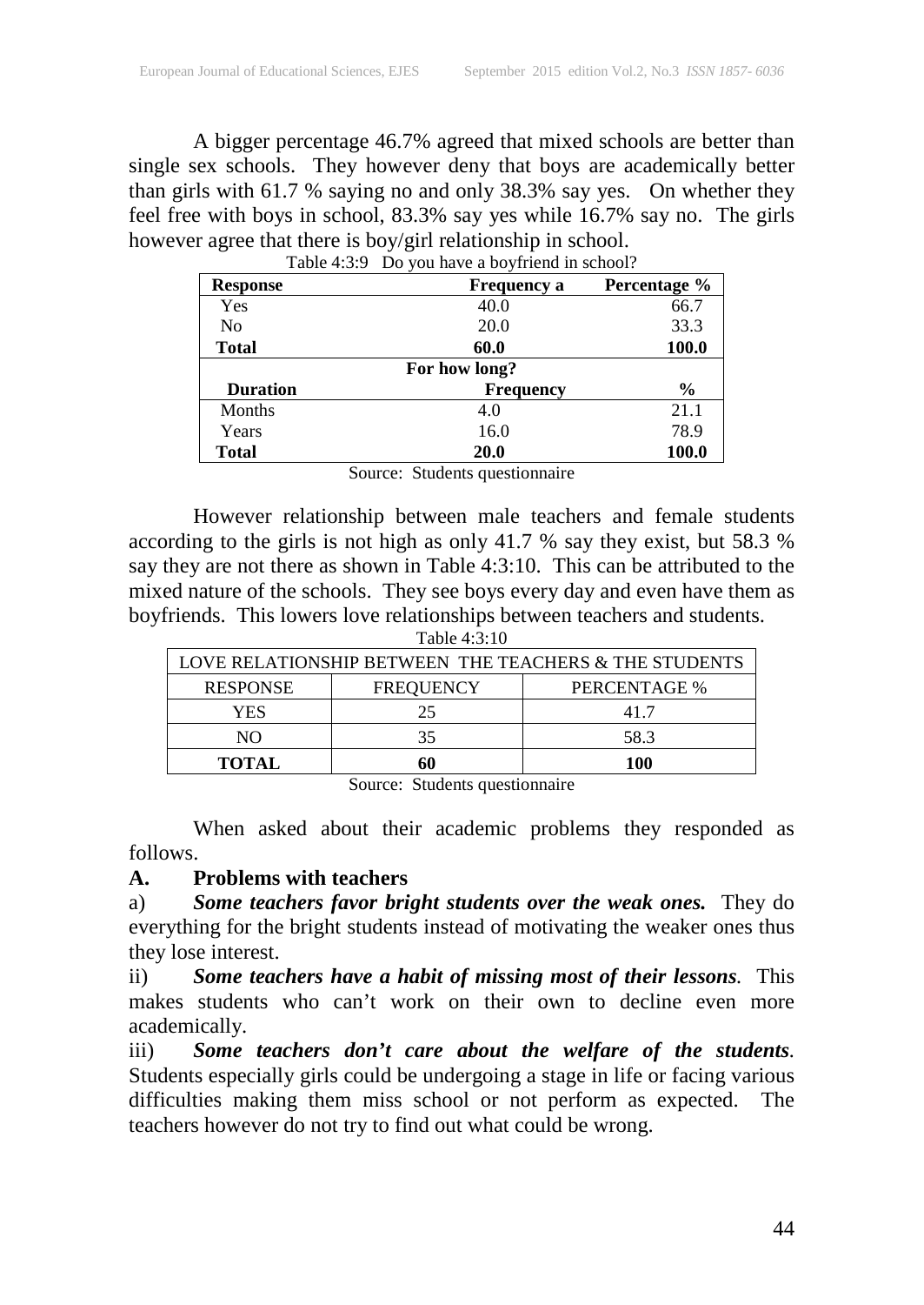A bigger percentage 46.7% agreed that mixed schools are better than single sex schools. They however deny that boys are academically better than girls with 61.7 % saying no and only 38.3% say yes. On whether they feel free with boys in school, 83.3% say yes while 16.7% say no. The girls however agree that there is boy/girl relationship in school.

Table 4:3:9 Do you have a boyfriend in school?

| Response | Frequency a | Percentage % |
|---|---|---|
| Yes | 40.0 | 66.7 |
| No | 20.0 | 33.3 |
| **Total** | **60.0** | **100.0** |
| | **For how long?** | |
| **Duration** | **Frequency** | **%** |
| Months | 4.0 | 21.1 |
| Years | 16.0 | 78.9 |
| **Total** | **20.0** | **100.0** |

Source: Students questionnaire

However relationship between male teachers and female students according to the girls is not high as only 41.7 % say they exist, but 58.3 % say they are not there as shown in Table 4:3:10. This can be attributed to the mixed nature of the schools. They see boys every day and even have them as boyfriends. This lowers love relationships between teachers and students.

Table 4:3:10

| LOVE RELATIONSHIP BETWEEN THE TEACHERS & THE STUDENTS | | |
|---|---|---|
| RESPONSE | FREQUENCY | PERCENTAGE % |
| YES | 25 | 41.7 |
| NO | 35 | 58.3 |
| **TOTAL** | **60** | **100** |

Source: Students questionnaire

When asked about their academic problems they responded as follows.

**A. Problems with teachers**

a) ***Some teachers favor bright students over the weak ones.*** They do everything for the bright students instead of motivating the weaker ones thus they lose interest.

ii) ***Some teachers have a habit of missing most of their lessons***. This makes students who can't work on their own to decline even more academically.

iii) ***Some teachers don't care about the welfare of the students***. Students especially girls could be undergoing a stage in life or facing various difficulties making them miss school or not perform as expected. The teachers however do not try to find out what could be wrong.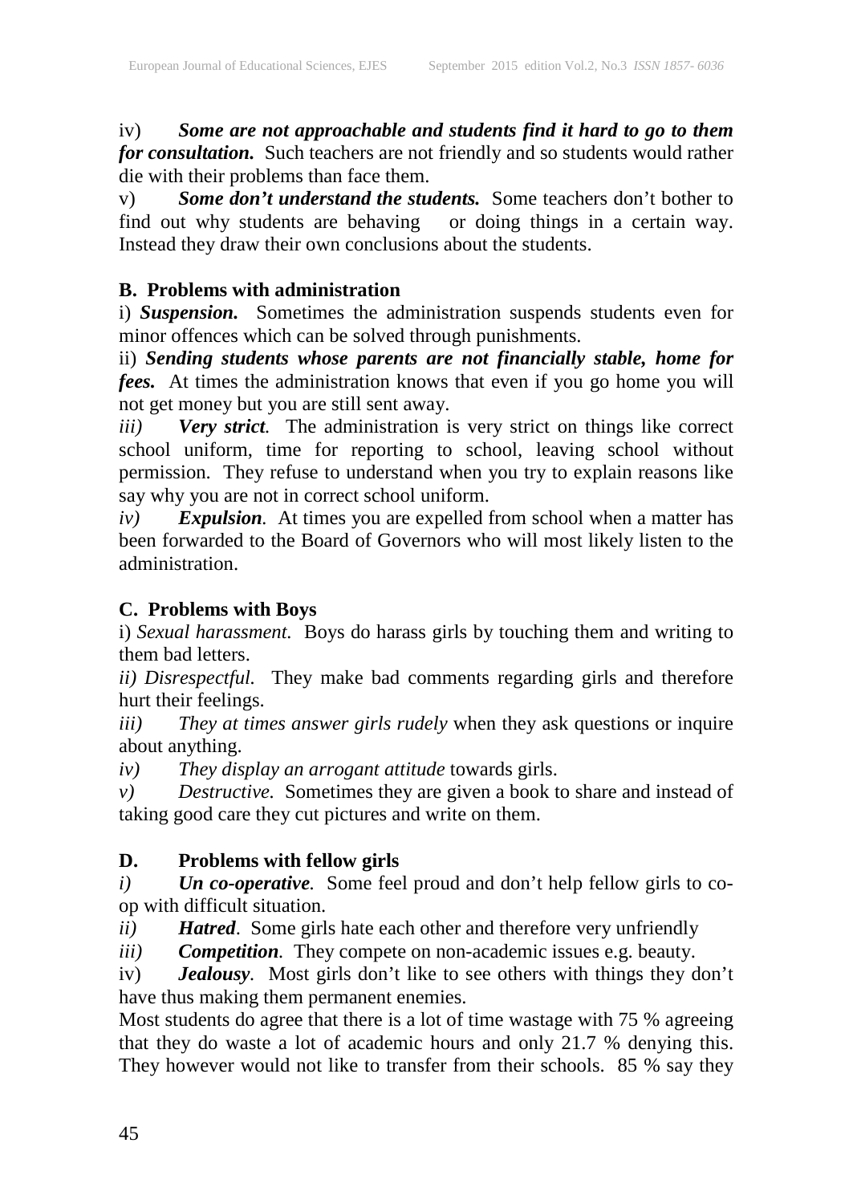iv) ***Some are not approachable and students find it hard to go to them for consultation.*** Such teachers are not friendly and so students would rather die with their problems than face them.

v) ***Some don't understand the students.*** Some teachers don't bother to find out why students are behaving or doing things in a certain way. Instead they draw their own conclusions about the students.

**B. Problems with administration**

i) ***Suspension.*** Sometimes the administration suspends students even for minor offences which can be solved through punishments.

ii) ***Sending students whose parents are not financially stable, home for fees.*** At times the administration knows that even if you go home you will not get money but you are still sent away.

*iii)* ***Very strict***. The administration is very strict on things like correct school uniform, time for reporting to school, leaving school without permission. They refuse to understand when you try to explain reasons like say why you are not in correct school uniform.

*iv)* ***Expulsion***. At times you are expelled from school when a matter has been forwarded to the Board of Governors who will most likely listen to the administration.

**C. Problems with Boys**

i) *Sexual harassment.* Boys do harass girls by touching them and writing to them bad letters.

*ii) Disrespectful.* They make bad comments regarding girls and therefore hurt their feelings.

*iii) They at times answer girls rudely* when they ask questions or inquire about anything.

*iv) They display an arrogant attitude* towards girls.

*v) Destructive.* Sometimes they are given a book to share and instead of taking good care they cut pictures and write on them.

**D. Problems with fellow girls**

*i)* ***Un co-operative***. Some feel proud and don't help fellow girls to co-op with difficult situation.

*ii)* ***Hatred***. Some girls hate each other and therefore very unfriendly

*iii)* ***Competition***. They compete on non-academic issues e.g. beauty.

iv) ***Jealousy***. Most girls don't like to see others with things they don't have thus making them permanent enemies.

Most students do agree that there is a lot of time wastage with 75 % agreeing that they do waste a lot of academic hours and only 21.7 % denying this. They however would not like to transfer from their schools. 85 % say they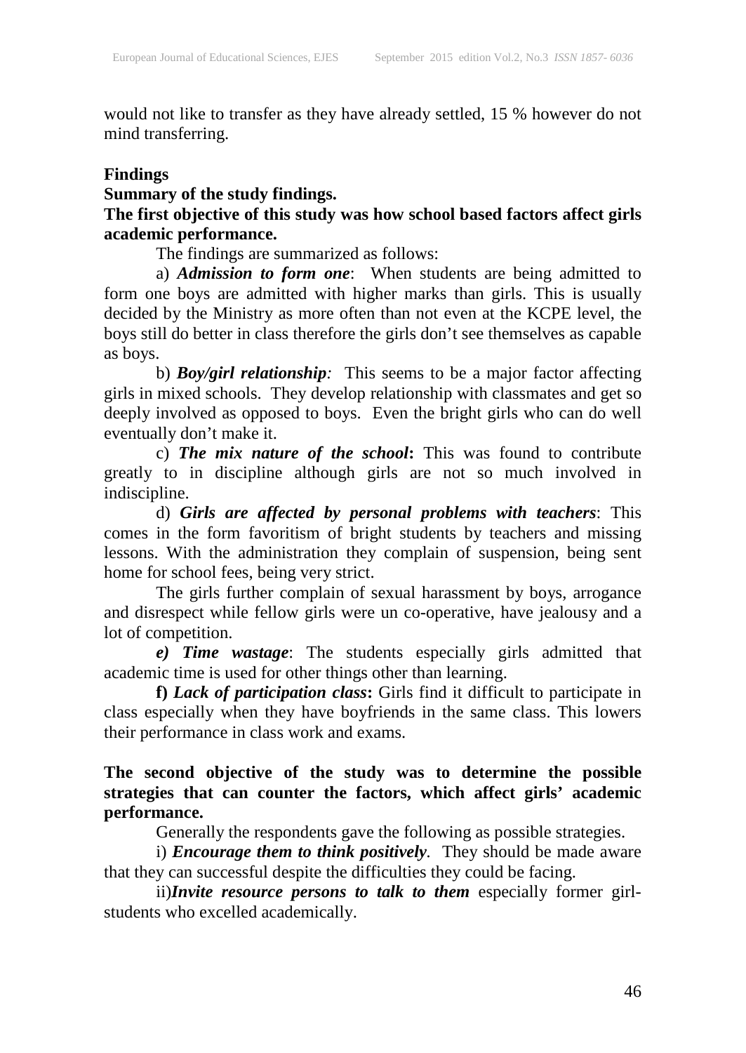would not like to transfer as they have already settled, 15 % however do not mind transferring.

**Findings**

**Summary of the study findings.**

**The first objective of this study was how school based factors affect girls academic performance.**

The findings are summarized as follows:

a) ***Admission to form one***: When students are being admitted to form one boys are admitted with higher marks than girls. This is usually decided by the Ministry as more often than not even at the KCPE level, the boys still do better in class therefore the girls don't see themselves as capable as boys.

b) ***Boy/girl relationship****:* This seems to be a major factor affecting girls in mixed schools. They develop relationship with classmates and get so deeply involved as opposed to boys. Even the bright girls who can do well eventually don't make it.

c) ***The mix nature of the school*****:** This was found to contribute greatly to in discipline although girls are not so much involved in indiscipline.

d) ***Girls are affected by personal problems with teachers***: This comes in the form favoritism of bright students by teachers and missing lessons. With the administration they complain of suspension, being sent home for school fees, being very strict.

The girls further complain of sexual harassment by boys, arrogance and disrespect while fellow girls were un co-operative, have jealousy and a lot of competition.

***e) Time wastage***: The students especially girls admitted that academic time is used for other things other than learning.

**f) *Lack of participation class*:** Girls find it difficult to participate in class especially when they have boyfriends in the same class. This lowers their performance in class work and exams.

**The second objective of the study was to determine the possible strategies that can counter the factors, which affect girls' academic performance.**

Generally the respondents gave the following as possible strategies.

i) ***Encourage them to think positively***. They should be made aware that they can successful despite the difficulties they could be facing.

ii)***Invite resource persons to talk to them*** especially former girl-students who excelled academically.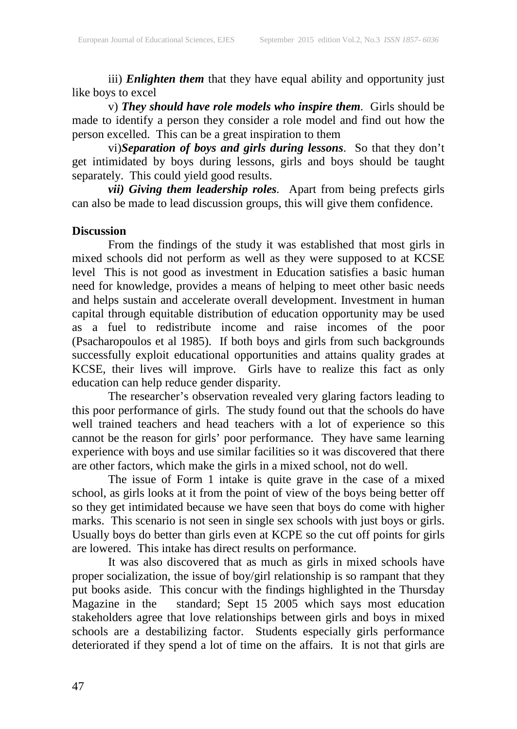iii) ***Enlighten them*** that they have equal ability and opportunity just like boys to excel

v) ***They should have role models who inspire them***. Girls should be made to identify a person they consider a role model and find out how the person excelled. This can be a great inspiration to them

vi)***Separation of boys and girls during lessons***. So that they don't get intimidated by boys during lessons, girls and boys should be taught separately. This could yield good results.

***vii) Giving them leadership roles***. Apart from being prefects girls can also be made to lead discussion groups, this will give them confidence.

**Discussion**

From the findings of the study it was established that most girls in mixed schools did not perform as well as they were supposed to at KCSE level This is not good as investment in Education satisfies a basic human need for knowledge, provides a means of helping to meet other basic needs and helps sustain and accelerate overall development. Investment in human capital through equitable distribution of education opportunity may be used as a fuel to redistribute income and raise incomes of the poor (Psacharopoulos et al 1985). If both boys and girls from such backgrounds successfully exploit educational opportunities and attains quality grades at KCSE, their lives will improve. Girls have to realize this fact as only education can help reduce gender disparity.

The researcher's observation revealed very glaring factors leading to this poor performance of girls. The study found out that the schools do have well trained teachers and head teachers with a lot of experience so this cannot be the reason for girls' poor performance. They have same learning experience with boys and use similar facilities so it was discovered that there are other factors, which make the girls in a mixed school, not do well.

The issue of Form 1 intake is quite grave in the case of a mixed school, as girls looks at it from the point of view of the boys being better off so they get intimidated because we have seen that boys do come with higher marks. This scenario is not seen in single sex schools with just boys or girls. Usually boys do better than girls even at KCPE so the cut off points for girls are lowered. This intake has direct results on performance.

It was also discovered that as much as girls in mixed schools have proper socialization, the issue of boy/girl relationship is so rampant that they put books aside. This concur with the findings highlighted in the Thursday Magazine in the standard; Sept 15 2005 which says most education stakeholders agree that love relationships between girls and boys in mixed schools are a destabilizing factor. Students especially girls performance deteriorated if they spend a lot of time on the affairs. It is not that girls are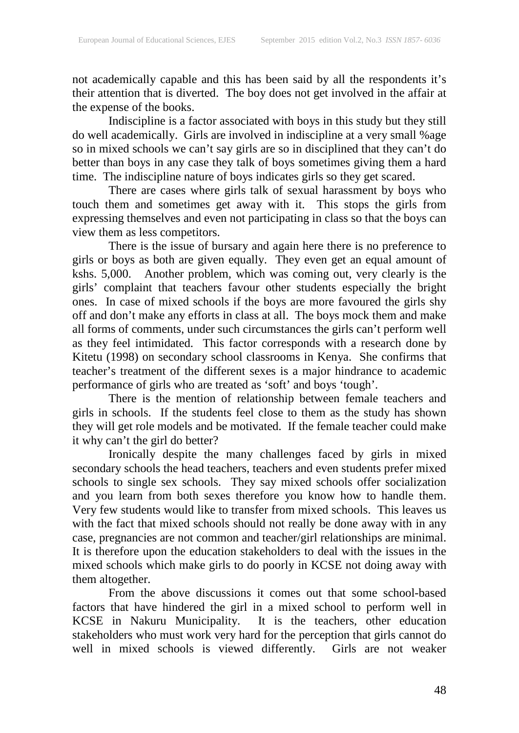not academically capable and this has been said by all the respondents it's their attention that is diverted. The boy does not get involved in the affair at the expense of the books.

Indiscipline is a factor associated with boys in this study but they still do well academically. Girls are involved in indiscipline at a very small %age so in mixed schools we can't say girls are so in disciplined that they can't do better than boys in any case they talk of boys sometimes giving them a hard time. The indiscipline nature of boys indicates girls so they get scared.

There are cases where girls talk of sexual harassment by boys who touch them and sometimes get away with it. This stops the girls from expressing themselves and even not participating in class so that the boys can view them as less competitors.

There is the issue of bursary and again here there is no preference to girls or boys as both are given equally. They even get an equal amount of kshs. 5,000. Another problem, which was coming out, very clearly is the girls' complaint that teachers favour other students especially the bright ones. In case of mixed schools if the boys are more favoured the girls shy off and don't make any efforts in class at all. The boys mock them and make all forms of comments, under such circumstances the girls can't perform well as they feel intimidated. This factor corresponds with a research done by Kitetu (1998) on secondary school classrooms in Kenya. She confirms that teacher's treatment of the different sexes is a major hindrance to academic performance of girls who are treated as 'soft' and boys 'tough'.

There is the mention of relationship between female teachers and girls in schools. If the students feel close to them as the study has shown they will get role models and be motivated. If the female teacher could make it why can't the girl do better?

Ironically despite the many challenges faced by girls in mixed secondary schools the head teachers, teachers and even students prefer mixed schools to single sex schools. They say mixed schools offer socialization and you learn from both sexes therefore you know how to handle them. Very few students would like to transfer from mixed schools. This leaves us with the fact that mixed schools should not really be done away with in any case, pregnancies are not common and teacher/girl relationships are minimal. It is therefore upon the education stakeholders to deal with the issues in the mixed schools which make girls to do poorly in KCSE not doing away with them altogether.

From the above discussions it comes out that some school-based factors that have hindered the girl in a mixed school to perform well in KCSE in Nakuru Municipality. It is the teachers, other education stakeholders who must work very hard for the perception that girls cannot do well in mixed schools is viewed differently. Girls are not weaker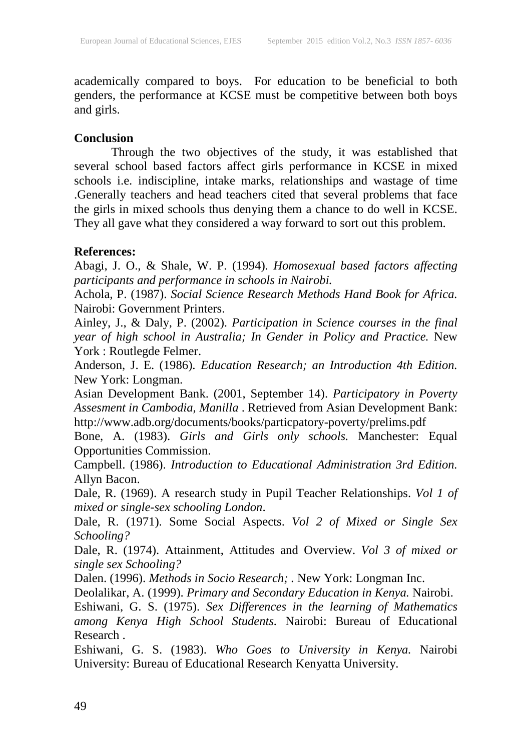academically compared to boys. For education to be beneficial to both genders, the performance at KCSE must be competitive between both boys and girls.

## Conclusion

Through the two objectives of the study, it was established that several school based factors affect girls performance in KCSE in mixed schools i.e. indiscipline, intake marks, relationships and wastage of time .Generally teachers and head teachers cited that several problems that face the girls in mixed schools thus denying them a chance to do well in KCSE. They all gave what they considered a way forward to sort out this problem.

## References:

Abagi, J. O., & Shale, W. P. (1994). *Homosexual based factors affecting participants and performance in schools in Nairobi.*

Achola, P. (1987). *Social Science Research Methods Hand Book for Africa.* Nairobi: Government Printers.

Ainley, J., & Daly, P. (2002). *Participation in Science courses in the final year of high school in Australia; In Gender in Policy and Practice.* New York : Routlegde Felmer.

Anderson, J. E. (1986). *Education Research; an Introduction 4th Edition.* New York: Longman.

Asian Development Bank. (2001, September 14). *Participatory in Poverty Assesment in Cambodia, Manilla* . Retrieved from Asian Development Bank: http://www.adb.org/documents/books/particpatory-poverty/prelims.pdf

Bone, A. (1983). *Girls and Girls only schools.* Manchester: Equal Opportunities Commission.

Campbell. (1986). *Introduction to Educational Administration 3rd Edition.* Allyn Bacon.

Dale, R. (1969). A research study in Pupil Teacher Relationships. *Vol 1 of mixed or single-sex schooling London*.

Dale, R. (1971). Some Social Aspects. *Vol 2 of Mixed or Single Sex Schooling?*

Dale, R. (1974). Attainment, Attitudes and Overview. *Vol 3 of mixed or single sex Schooling?*

Dalen. (1996). *Methods in Socio Research;* . New York: Longman Inc.

Deolalikar, A. (1999). *Primary and Secondary Education in Kenya.* Nairobi.

Eshiwani, G. S. (1975). *Sex Differences in the learning of Mathematics among Kenya High School Students.* Nairobi: Bureau of Educational Research .

Eshiwani, G. S. (1983). *Who Goes to University in Kenya.* Nairobi University: Bureau of Educational Research Kenyatta University.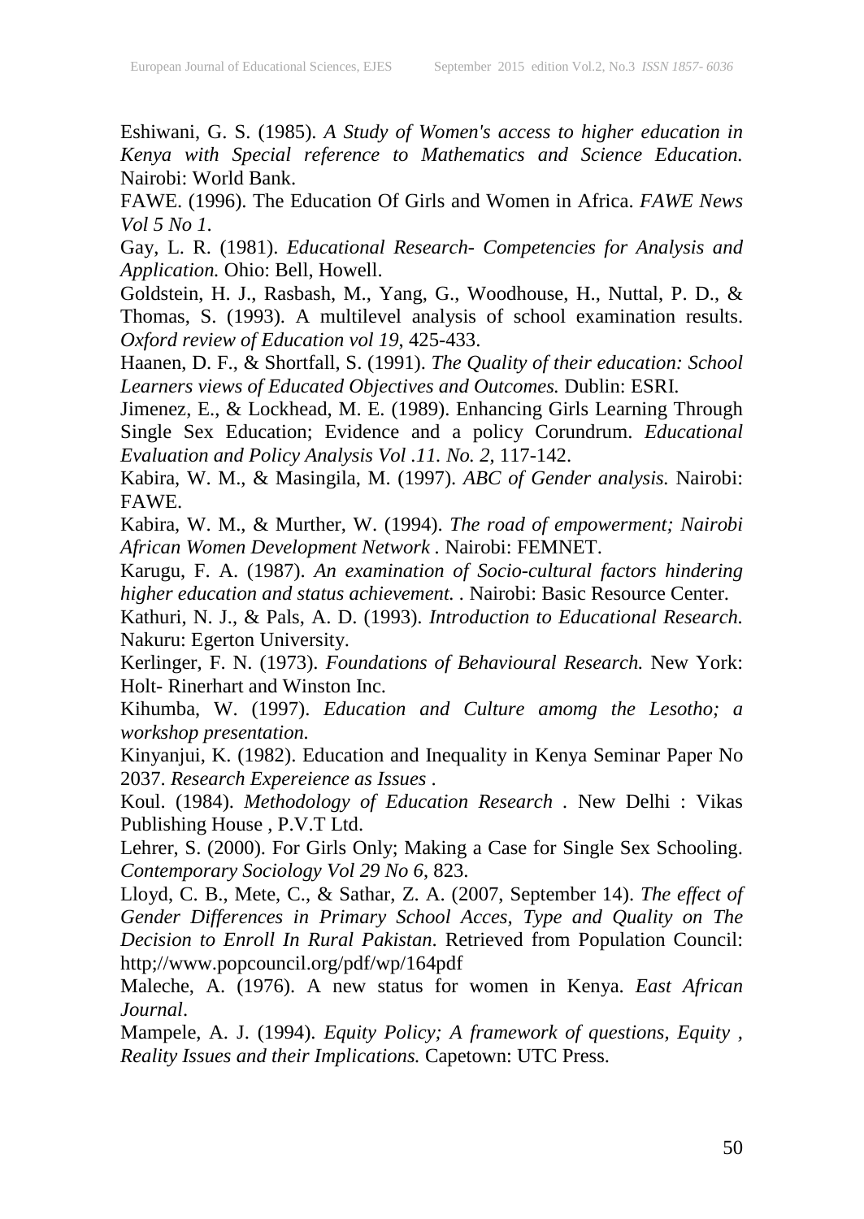Eshiwani, G. S. (1985). *A Study of Women's access to higher education in Kenya with Special reference to Mathematics and Science Education.* Nairobi: World Bank.

FAWE. (1996). The Education Of Girls and Women in Africa. *FAWE News Vol 5 No 1*.

Gay, L. R. (1981). *Educational Research- Competencies for Analysis and Application.* Ohio: Bell, Howell.

Goldstein, H. J., Rasbash, M., Yang, G., Woodhouse, H., Nuttal, P. D., & Thomas, S. (1993). A multilevel analysis of school examination results. *Oxford review of Education vol 19*, 425-433.

Haanen, D. F., & Shortfall, S. (1991). *The Quality of their education: School Learners views of Educated Objectives and Outcomes.* Dublin: ESRI.

Jimenez, E., & Lockhead, M. E. (1989). Enhancing Girls Learning Through Single Sex Education; Evidence and a policy Corundrum. *Educational Evaluation and Policy Analysis Vol .11. No. 2*, 117-142.

Kabira, W. M., & Masingila, M. (1997). *ABC of Gender analysis.* Nairobi: FAWE.

Kabira, W. M., & Murther, W. (1994). *The road of empowerment; Nairobi African Women Development Network* . Nairobi: FEMNET.

Karugu, F. A. (1987). *An examination of Socio-cultural factors hindering higher education and status achievement.* . Nairobi: Basic Resource Center.

Kathuri, N. J., & Pals, A. D. (1993). *Introduction to Educational Research.* Nakuru: Egerton University.

Kerlinger, F. N. (1973). *Foundations of Behavioural Research.* New York: Holt- Rinerhart and Winston Inc.

Kihumba, W. (1997). *Education and Culture amomg the Lesotho; a workshop presentation.*

Kinyanjui, K. (1982). Education and Inequality in Kenya Seminar Paper No 2037. *Research Expereience as Issues* .

Koul. (1984). *Methodology of Education Research* . New Delhi : Vikas Publishing House , P.V.T Ltd.

Lehrer, S. (2000). For Girls Only; Making a Case for Single Sex Schooling. *Contemporary Sociology Vol 29 No 6*, 823.

Lloyd, C. B., Mete, C., & Sathar, Z. A. (2007, September 14). *The effect of Gender Differences in Primary School Acces, Type and Quality on The Decision to Enroll In Rural Pakistan*. Retrieved from Population Council: http;//www.popcouncil.org/pdf/wp/164pdf

Maleche, A. (1976). A new status for women in Kenya. *East African Journal*.

Mampele, A. J. (1994). *Equity Policy; A framework of questions, Equity , Reality Issues and their Implications.* Capetown: UTC Press.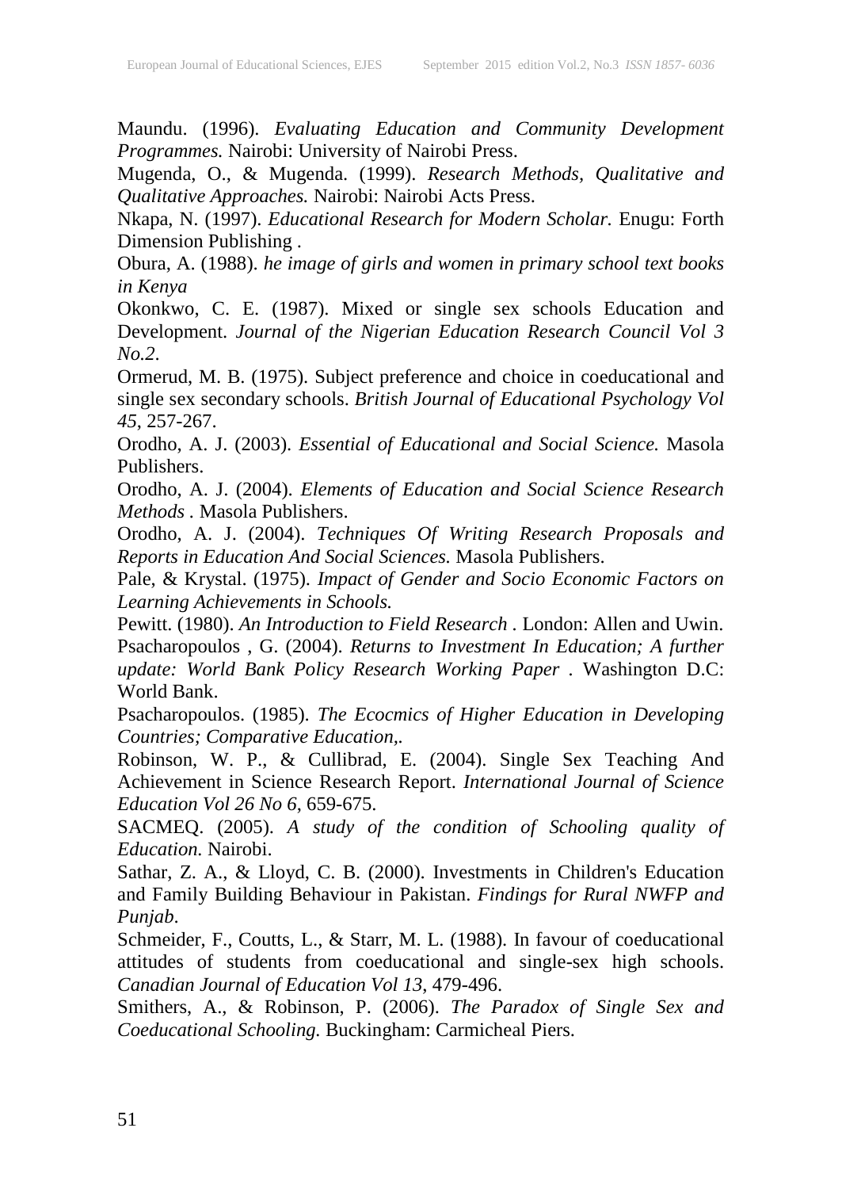Maundu. (1996). *Evaluating Education and Community Development Programmes.* Nairobi: University of Nairobi Press.

Mugenda, O., & Mugenda. (1999). *Research Methods, Qualitative and Qualitative Approaches.* Nairobi: Nairobi Acts Press.

Nkapa, N. (1997). *Educational Research for Modern Scholar.* Enugu: Forth Dimension Publishing .

Obura, A. (1988). *he image of girls and women in primary school text books in Kenya*

Okonkwo, C. E. (1987). Mixed or single sex schools Education and Development. *Journal of the Nigerian Education Research Council Vol 3 No.2*.

Ormerud, M. B. (1975). Subject preference and choice in coeducational and single sex secondary schools. *British Journal of Educational Psychology Vol 45*, 257-267.

Orodho, A. J. (2003). *Essential of Educational and Social Science.* Masola Publishers.

Orodho, A. J. (2004). *Elements of Education and Social Science Research Methods* . Masola Publishers.

Orodho, A. J. (2004). *Techniques Of Writing Research Proposals and Reports in Education And Social Sciences.* Masola Publishers.

Pale, & Krystal. (1975). *Impact of Gender and Socio Economic Factors on Learning Achievements in Schools.*

Pewitt. (1980). *An Introduction to Field Research* . London: Allen and Uwin.

Psacharopoulos , G. (2004). *Returns to Investment In Education; A further update: World Bank Policy Research Working Paper* . Washington D.C: World Bank.

Psacharopoulos. (1985). *The Ecocmics of Higher Education in Developing Countries; Comparative Education,.*

Robinson, W. P., & Cullibrad, E. (2004). Single Sex Teaching And Achievement in Science Research Report. *International Journal of Science Education Vol 26 No 6*, 659-675.

SACMEQ. (2005). *A study of the condition of Schooling quality of Education.* Nairobi.

Sathar, Z. A., & Lloyd, C. B. (2000). Investments in Children's Education and Family Building Behaviour in Pakistan. *Findings for Rural NWFP and Punjab*.

Schmeider, F., Coutts, L., & Starr, M. L. (1988). In favour of coeducational attitudes of students from coeducational and single-sex high schools. *Canadian Journal of Education Vol 13*, 479-496.

Smithers, A., & Robinson, P. (2006). *The Paradox of Single Sex and Coeducational Schooling.* Buckingham: Carmicheal Piers.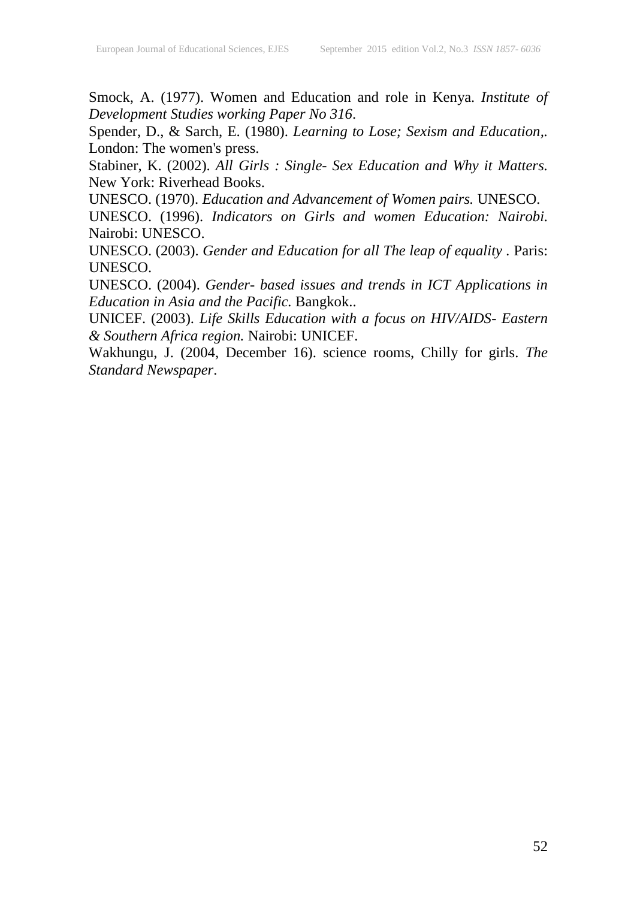Smock, A. (1977). Women and Education and role in Kenya. *Institute of Development Studies working Paper No 316*.

Spender, D., & Sarch, E. (1980). *Learning to Lose; Sexism and Education,.* London: The women's press.

Stabiner, K. (2002). *All Girls : Single- Sex Education and Why it Matters.* New York: Riverhead Books.

UNESCO. (1970). *Education and Advancement of Women pairs.* UNESCO.

UNESCO. (1996). *Indicators on Girls and women Education: Nairobi.* Nairobi: UNESCO.

UNESCO. (2003). *Gender and Education for all The leap of equality* . Paris: UNESCO.

UNESCO. (2004). *Gender- based issues and trends in ICT Applications in Education in Asia and the Pacific.* Bangkok..

UNICEF. (2003). *Life Skills Education with a focus on HIV/AIDS- Eastern & Southern Africa region.* Nairobi: UNICEF.

Wakhungu, J. (2004, December 16). science rooms, Chilly for girls. *The Standard Newspaper*.